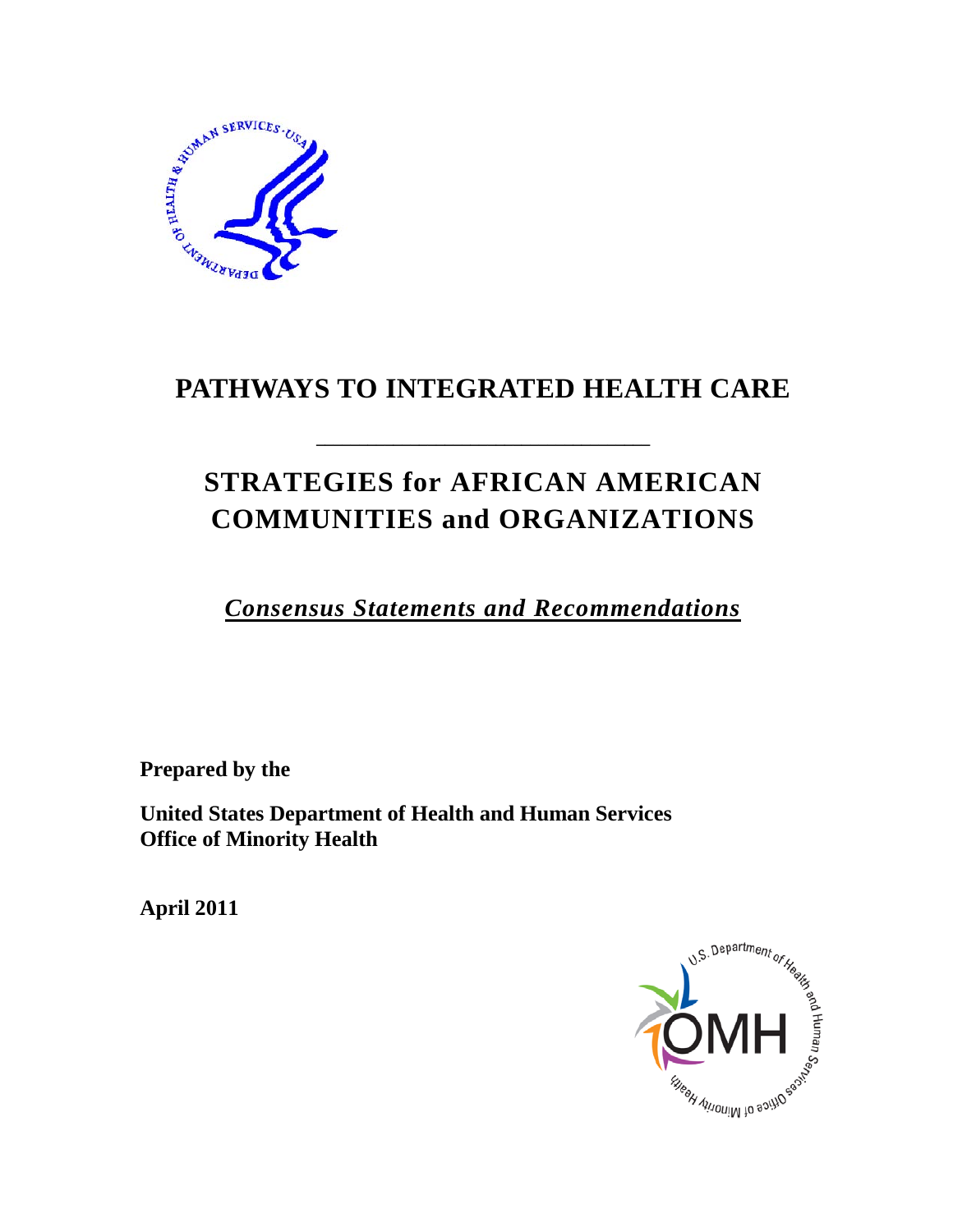# PATHWAYS TO INTEGRATED HEALTH CARE

---

## STRATEGIES for AFRICAN AMERICAN COMMUNITIES and ORGANIZATIONS

***Consensus Statements and Recommendations***

**Prepared by the**

**United States Department of Health and Human Services**
**Office of Minority Health**

**April 2011**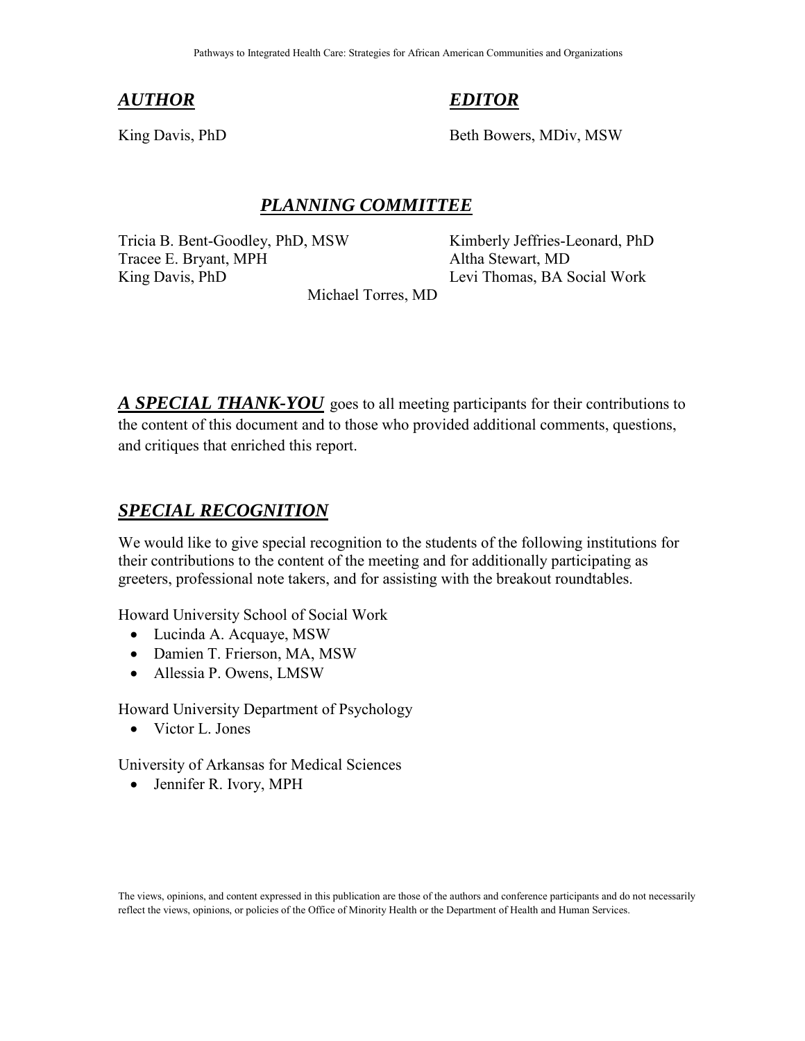## ***AUTHOR***

King Davis, PhD

## ***EDITOR***

Beth Bowers, MDiv, MSW

## ***PLANNING COMMITTEE***

Tricia B. Bent-Goodley, PhD, MSW
Tracee E. Bryant, MPH
King Davis, PhD
Kimberly Jeffries-Leonard, PhD
Altha Stewart, MD
Levi Thomas, BA Social Work
Michael Torres, MD

***A SPECIAL THANK-YOU*** goes to all meeting participants for their contributions to the content of this document and to those who provided additional comments, questions, and critiques that enriched this report.

## ***SPECIAL RECOGNITION***

We would like to give special recognition to the students of the following institutions for their contributions to the content of the meeting and for additionally participating as greeters, professional note takers, and for assisting with the breakout roundtables.

Howard University School of Social Work

- Lucinda A. Acquaye, MSW
- Damien T. Frierson, MA, MSW
- Allessia P. Owens, LMSW

Howard University Department of Psychology

- Victor L. Jones

University of Arkansas for Medical Sciences

- Jennifer R. Ivory, MPH

The views, opinions, and content expressed in this publication are those of the authors and conference participants and do not necessarily reflect the views, opinions, or policies of the Office of Minority Health or the Department of Health and Human Services.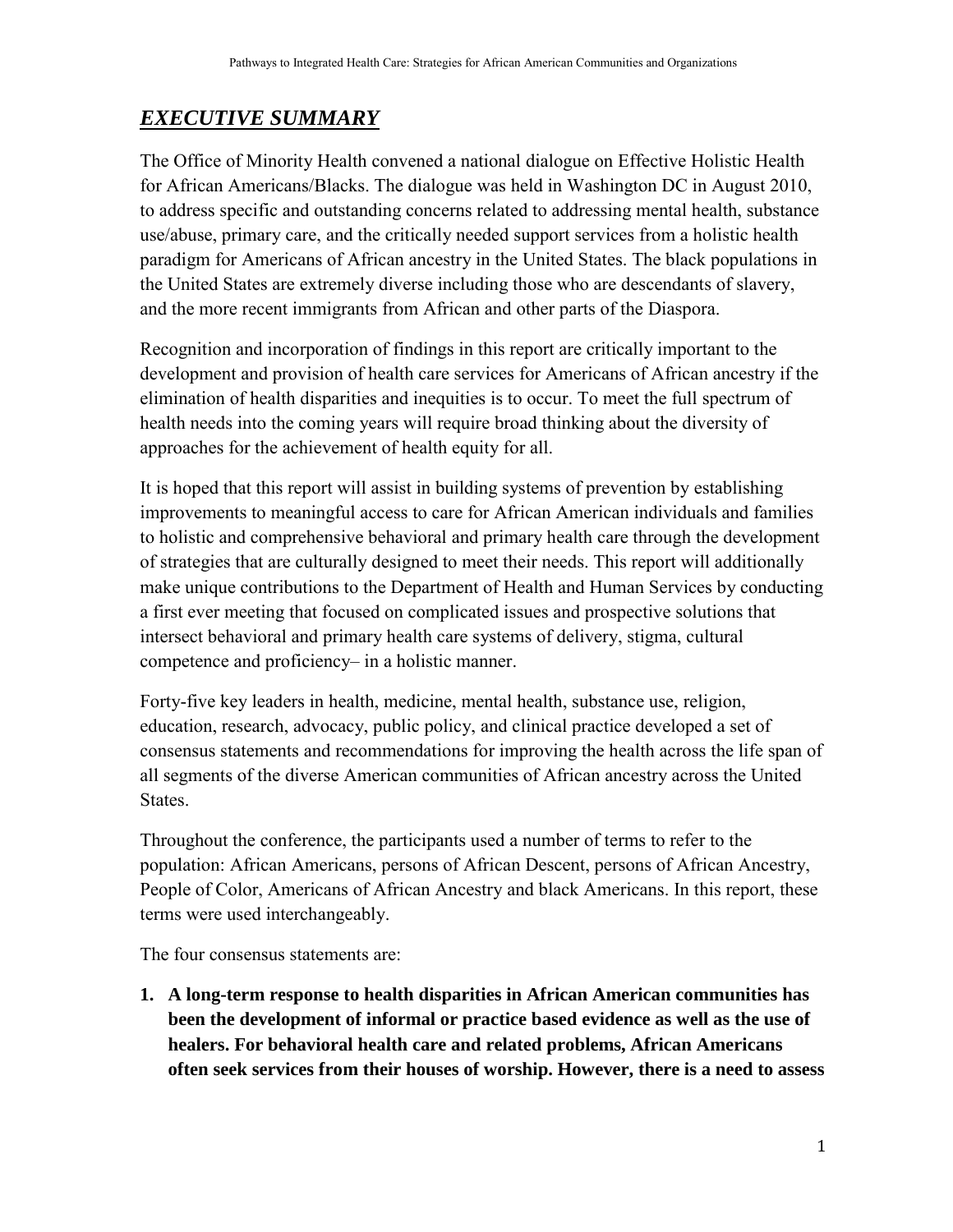## ***EXECUTIVE SUMMARY***

The Office of Minority Health convened a national dialogue on Effective Holistic Health for African Americans/Blacks. The dialogue was held in Washington DC in August 2010, to address specific and outstanding concerns related to addressing mental health, substance use/abuse, primary care, and the critically needed support services from a holistic health paradigm for Americans of African ancestry in the United States. The black populations in the United States are extremely diverse including those who are descendants of slavery, and the more recent immigrants from African and other parts of the Diaspora.

Recognition and incorporation of findings in this report are critically important to the development and provision of health care services for Americans of African ancestry if the elimination of health disparities and inequities is to occur. To meet the full spectrum of health needs into the coming years will require broad thinking about the diversity of approaches for the achievement of health equity for all.

It is hoped that this report will assist in building systems of prevention by establishing improvements to meaningful access to care for African American individuals and families to holistic and comprehensive behavioral and primary health care through the development of strategies that are culturally designed to meet their needs. This report will additionally make unique contributions to the Department of Health and Human Services by conducting a first ever meeting that focused on complicated issues and prospective solutions that intersect behavioral and primary health care systems of delivery, stigma, cultural competence and proficiency– in a holistic manner.

Forty-five key leaders in health, medicine, mental health, substance use, religion, education, research, advocacy, public policy, and clinical practice developed a set of consensus statements and recommendations for improving the health across the life span of all segments of the diverse American communities of African ancestry across the United States.

Throughout the conference, the participants used a number of terms to refer to the population: African Americans, persons of African Descent, persons of African Ancestry, People of Color, Americans of African Ancestry and black Americans. In this report, these terms were used interchangeably.

The four consensus statements are:

1. **A long-term response to health disparities in African American communities has been the development of informal or practice based evidence as well as the use of healers. For behavioral health care and related problems, African Americans often seek services from their houses of worship. However, there is a need to assess**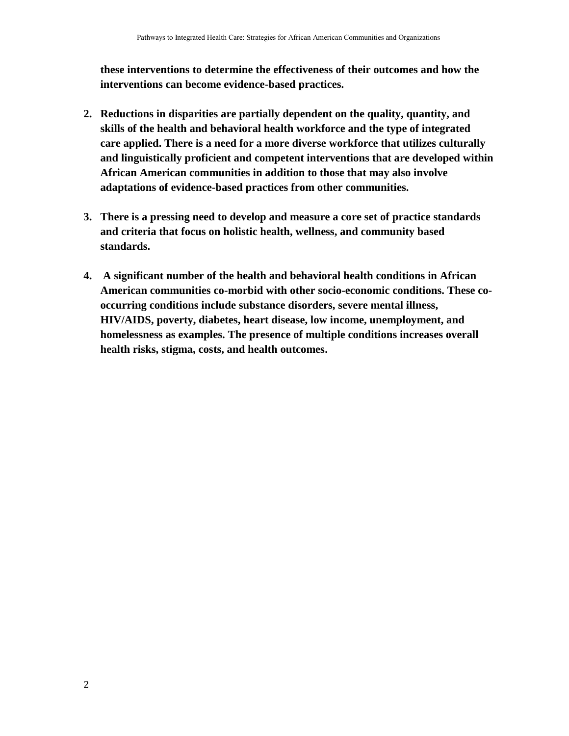**these interventions to determine the effectiveness of their outcomes and how the interventions can become evidence-based practices.**

2. **Reductions in disparities are partially dependent on the quality, quantity, and skills of the health and behavioral health workforce and the type of integrated care applied. There is a need for a more diverse workforce that utilizes culturally and linguistically proficient and competent interventions that are developed within African American communities in addition to those that may also involve adaptations of evidence-based practices from other communities.**

3. **There is a pressing need to develop and measure a core set of practice standards and criteria that focus on holistic health, wellness, and community based standards.**

4. **A significant number of the health and behavioral health conditions in African American communities co-morbid with other socio-economic conditions. These co-occurring conditions include substance disorders, severe mental illness, HIV/AIDS, poverty, diabetes, heart disease, low income, unemployment, and homelessness as examples. The presence of multiple conditions increases overall health risks, stigma, costs, and health outcomes.**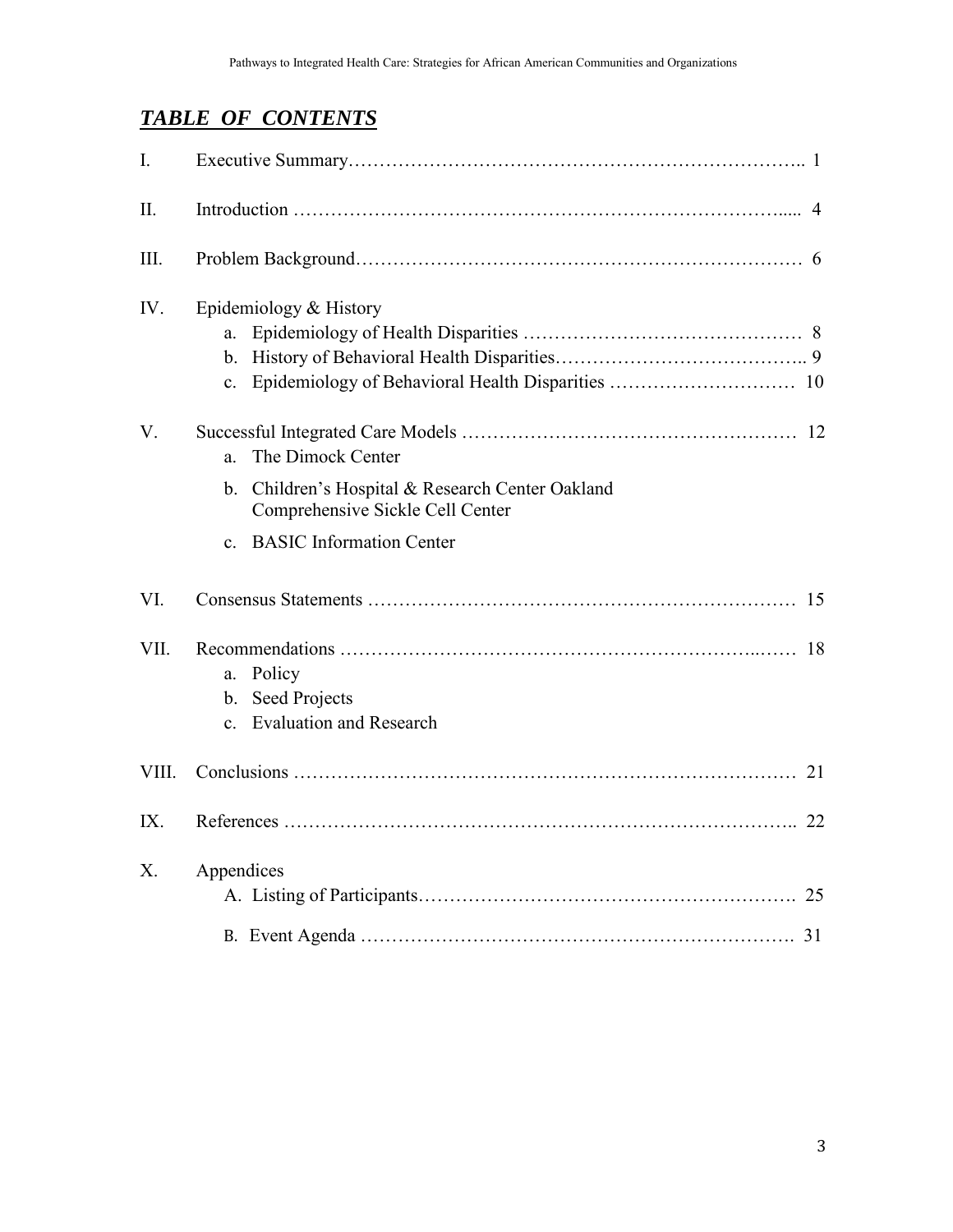## *TABLE OF CONTENTS*

I. Executive Summary……………………………………………………………….. 1

II. Introduction ……………………………………………………………………..... 4

III. Problem Background…………………………………………………………… 6

IV. Epidemiology & History
   a. Epidemiology of Health Disparities ……………………………………… 8
   b. History of Behavioral Health Disparities……………………………….. 9
   c. Epidemiology of Behavioral Health Disparities ………………………… 10

V. Successful Integrated Care Models ……………………………………………… 12
   a. The Dimock Center
   b. Children's Hospital & Research Center Oakland Comprehensive Sickle Cell Center
   c. BASIC Information Center

VI. Consensus Statements …………………………………………………………… 15

VII. Recommendations ……………………………………………………….…… 18
   a. Policy
   b. Seed Projects
   c. Evaluation and Research

VIII. Conclusions ………………………………………………………………… 21

IX. References ……………………………………………………………………… 22

X. Appendices
   A. Listing of Participants……………………………………………………. 25
   B. Event Agenda ………………………………………………………………. 31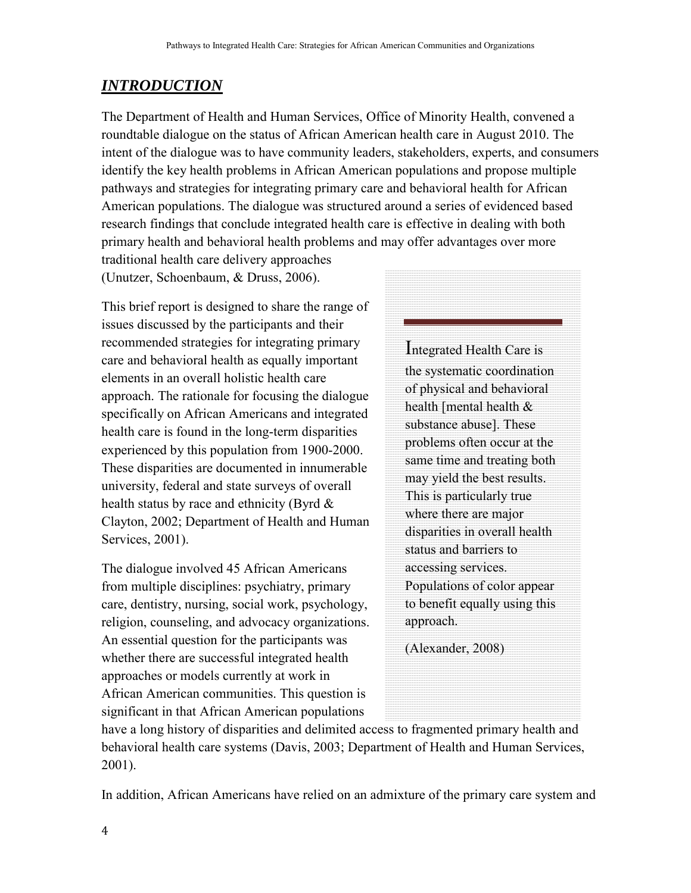## ***INTRODUCTION***

The Department of Health and Human Services, Office of Minority Health, convened a roundtable dialogue on the status of African American health care in August 2010. The intent of the dialogue was to have community leaders, stakeholders, experts, and consumers identify the key health problems in African American populations and propose multiple pathways and strategies for integrating primary care and behavioral health for African American populations. The dialogue was structured around a series of evidenced based research findings that conclude integrated health care is effective in dealing with both primary health and behavioral health problems and may offer advantages over more traditional health care delivery approaches (Unutzer, Schoenbaum, & Druss, 2006).

This brief report is designed to share the range of issues discussed by the participants and their recommended strategies for integrating primary care and behavioral health as equally important elements in an overall holistic health care approach. The rationale for focusing the dialogue specifically on African Americans and integrated health care is found in the long-term disparities experienced by this population from 1900-2000. These disparities are documented in innumerable university, federal and state surveys of overall health status by race and ethnicity (Byrd & Clayton, 2002; Department of Health and Human Services, 2001).

> Integrated Health Care is the systematic coordination of physical and behavioral health [mental health & substance abuse]. These problems often occur at the same time and treating both may yield the best results. This is particularly true where there are major disparities in overall health status and barriers to accessing services. Populations of color appear to benefit equally using this approach.
>
> (Alexander, 2008)

The dialogue involved 45 African Americans from multiple disciplines: psychiatry, primary care, dentistry, nursing, social work, psychology, religion, counseling, and advocacy organizations. An essential question for the participants was whether there are successful integrated health approaches or models currently at work in African American communities. This question is significant in that African American populations have a long history of disparities and delimited access to fragmented primary health and behavioral health care systems (Davis, 2003; Department of Health and Human Services, 2001).

In addition, African Americans have relied on an admixture of the primary care system and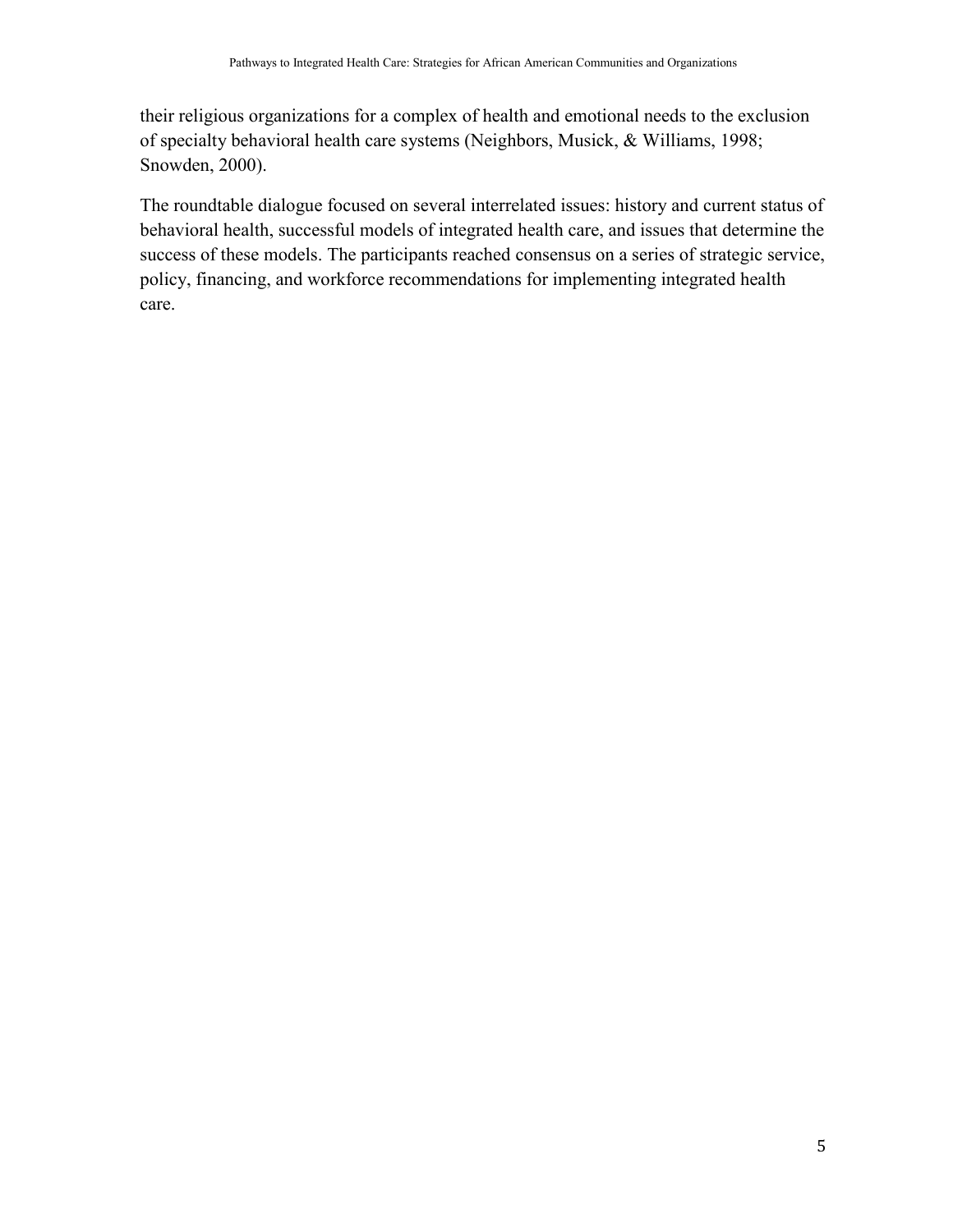their religious organizations for a complex of health and emotional needs to the exclusion of specialty behavioral health care systems (Neighbors, Musick, & Williams, 1998; Snowden, 2000).

The roundtable dialogue focused on several interrelated issues: history and current status of behavioral health, successful models of integrated health care, and issues that determine the success of these models. The participants reached consensus on a series of strategic service, policy, financing, and workforce recommendations for implementing integrated health care.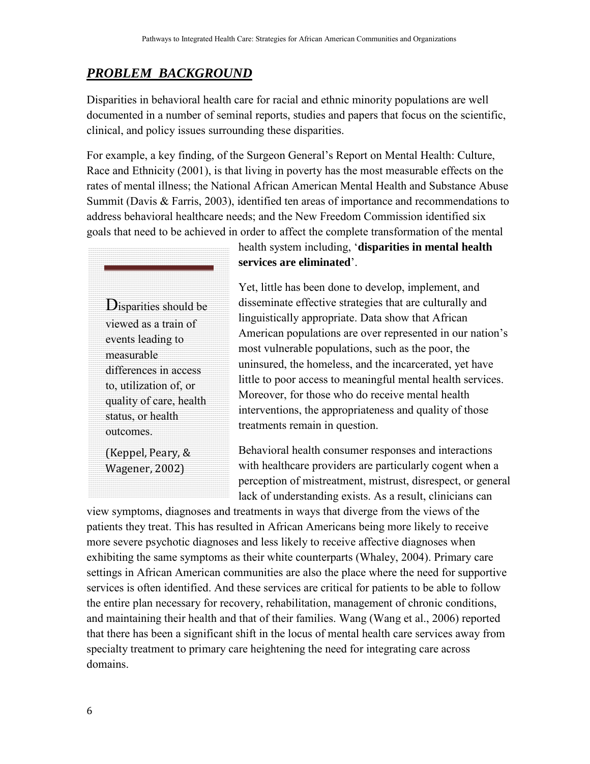## ***PROBLEM BACKGROUND***

Disparities in behavioral health care for racial and ethnic minority populations are well documented in a number of seminal reports, studies and papers that focus on the scientific, clinical, and policy issues surrounding these disparities.

For example, a key finding, of the Surgeon General's Report on Mental Health: Culture, Race and Ethnicity (2001), is that living in poverty has the most measurable effects on the rates of mental illness; the National African American Mental Health and Substance Abuse Summit (Davis & Farris, 2003), identified ten areas of importance and recommendations to address behavioral healthcare needs; and the New Freedom Commission identified six goals that need to be achieved in order to affect the complete transformation of the mental health system including, '**disparities in mental health services are eliminated**'.

> Disparities should be viewed as a train of events leading to measurable differences in access to, utilization of, or quality of care, health status, or health outcomes.
>
> (Keppel, Peary, & Wagener, 2002)

Yet, little has been done to develop, implement, and disseminate effective strategies that are culturally and linguistically appropriate. Data show that African American populations are over represented in our nation's most vulnerable populations, such as the poor, the uninsured, the homeless, and the incarcerated, yet have little to poor access to meaningful mental health services. Moreover, for those who do receive mental health interventions, the appropriateness and quality of those treatments remain in question.

Behavioral health consumer responses and interactions with healthcare providers are particularly cogent when a perception of mistreatment, mistrust, disrespect, or general lack of understanding exists. As a result, clinicians can view symptoms, diagnoses and treatments in ways that diverge from the views of the patients they treat. This has resulted in African Americans being more likely to receive more severe psychotic diagnoses and less likely to receive affective diagnoses when exhibiting the same symptoms as their white counterparts (Whaley, 2004). Primary care settings in African American communities are also the place where the need for supportive services is often identified. And these services are critical for patients to be able to follow the entire plan necessary for recovery, rehabilitation, management of chronic conditions, and maintaining their health and that of their families. Wang (Wang et al., 2006) reported that there has been a significant shift in the locus of mental health care services away from specialty treatment to primary care heightening the need for integrating care across domains.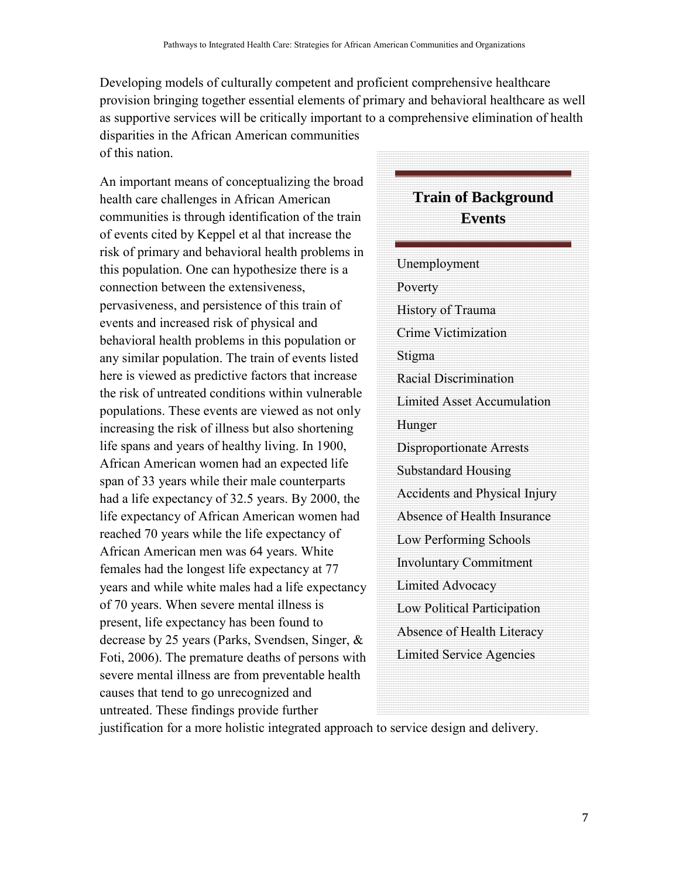Developing models of culturally competent and proficient comprehensive healthcare provision bringing together essential elements of primary and behavioral healthcare as well as supportive services will be critically important to a comprehensive elimination of health disparities in the African American communities of this nation.

An important means of conceptualizing the broad health care challenges in African American communities is through identification of the train of events cited by Keppel et al that increase the risk of primary and behavioral health problems in this population. One can hypothesize there is a connection between the extensiveness, pervasiveness, and persistence of this train of events and increased risk of physical and behavioral health problems in this population or any similar population. The train of events listed here is viewed as predictive factors that increase the risk of untreated conditions within vulnerable populations. These events are viewed as not only increasing the risk of illness but also shortening life spans and years of healthy living. In 1900, African American women had an expected life span of 33 years while their male counterparts had a life expectancy of 32.5 years. By 2000, the life expectancy of African American women had reached 70 years while the life expectancy of African American men was 64 years. White females had the longest life expectancy at 77 years and while white males had a life expectancy of 70 years. When severe mental illness is present, life expectancy has been found to decrease by 25 years (Parks, Svendsen, Singer, & Foti, 2006). The premature deaths of persons with severe mental illness are from preventable health causes that tend to go unrecognized and untreated. These findings provide further justification for a more holistic integrated approach to service design and delivery.

## Train of Background Events

- Unemployment
- Poverty
- History of Trauma
- Crime Victimization
- Stigma
- Racial Discrimination
- Limited Asset Accumulation
- Hunger
- Disproportionate Arrests
- Substandard Housing
- Accidents and Physical Injury
- Absence of Health Insurance
- Low Performing Schools
- Involuntary Commitment
- Limited Advocacy
- Low Political Participation
- Absence of Health Literacy
- Limited Service Agencies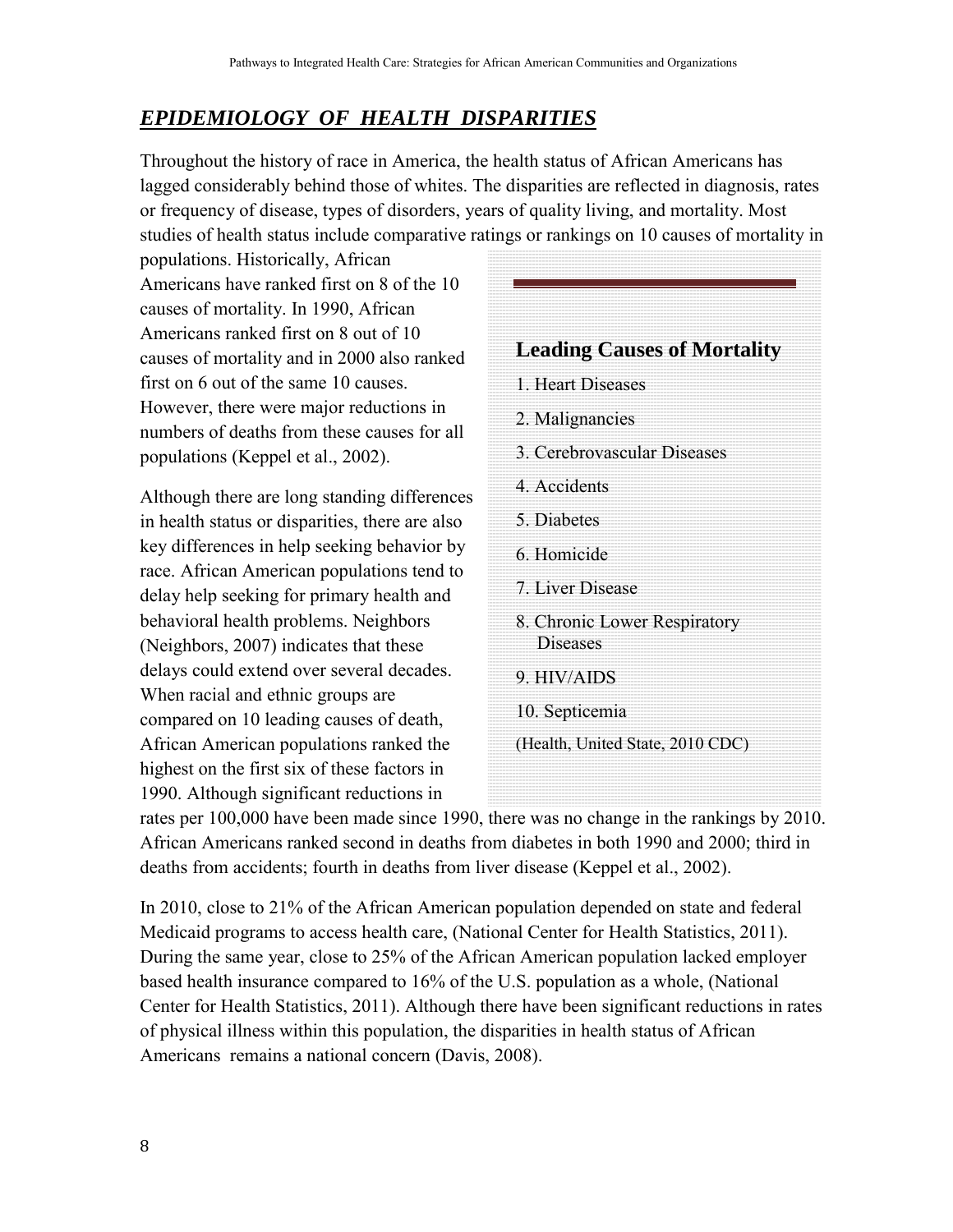## *EPIDEMIOLOGY OF HEALTH DISPARITIES*

Throughout the history of race in America, the health status of African Americans has lagged considerably behind those of whites. The disparities are reflected in diagnosis, rates or frequency of disease, types of disorders, years of quality living, and mortality. Most studies of health status include comparative ratings or rankings on 10 causes of mortality in populations. Historically, African Americans have ranked first on 8 of the 10 causes of mortality. In 1990, African Americans ranked first on 8 out of 10 causes of mortality and in 2000 also ranked first on 6 out of the same 10 causes. However, there were major reductions in numbers of deaths from these causes for all populations (Keppel et al., 2002).

Although there are long standing differences in health status or disparities, there are also key differences in help seeking behavior by race. African American populations tend to delay help seeking for primary health and behavioral health problems. Neighbors (Neighbors, 2007) indicates that these delays could extend over several decades. When racial and ethnic groups are compared on 10 leading causes of death, African American populations ranked the highest on the first six of these factors in 1990. Although significant reductions in rates per 100,000 have been made since 1990, there was no change in the rankings by 2010. African Americans ranked second in deaths from diabetes in both 1990 and 2000; third in deaths from accidents; fourth in deaths from liver disease (Keppel et al., 2002).

**Leading Causes of Mortality**

1. Heart Diseases
2. Malignancies
3. Cerebrovascular Diseases
4. Accidents
5. Diabetes
6. Homicide
7. Liver Disease
8. Chronic Lower Respiratory Diseases
9. HIV/AIDS
10. Septicemia

(Health, United State, 2010 CDC)

In 2010, close to 21% of the African American population depended on state and federal Medicaid programs to access health care, (National Center for Health Statistics, 2011). During the same year, close to 25% of the African American population lacked employer based health insurance compared to 16% of the U.S. population as a whole, (National Center for Health Statistics, 2011). Although there have been significant reductions in rates of physical illness within this population, the disparities in health status of African Americans remains a national concern (Davis, 2008).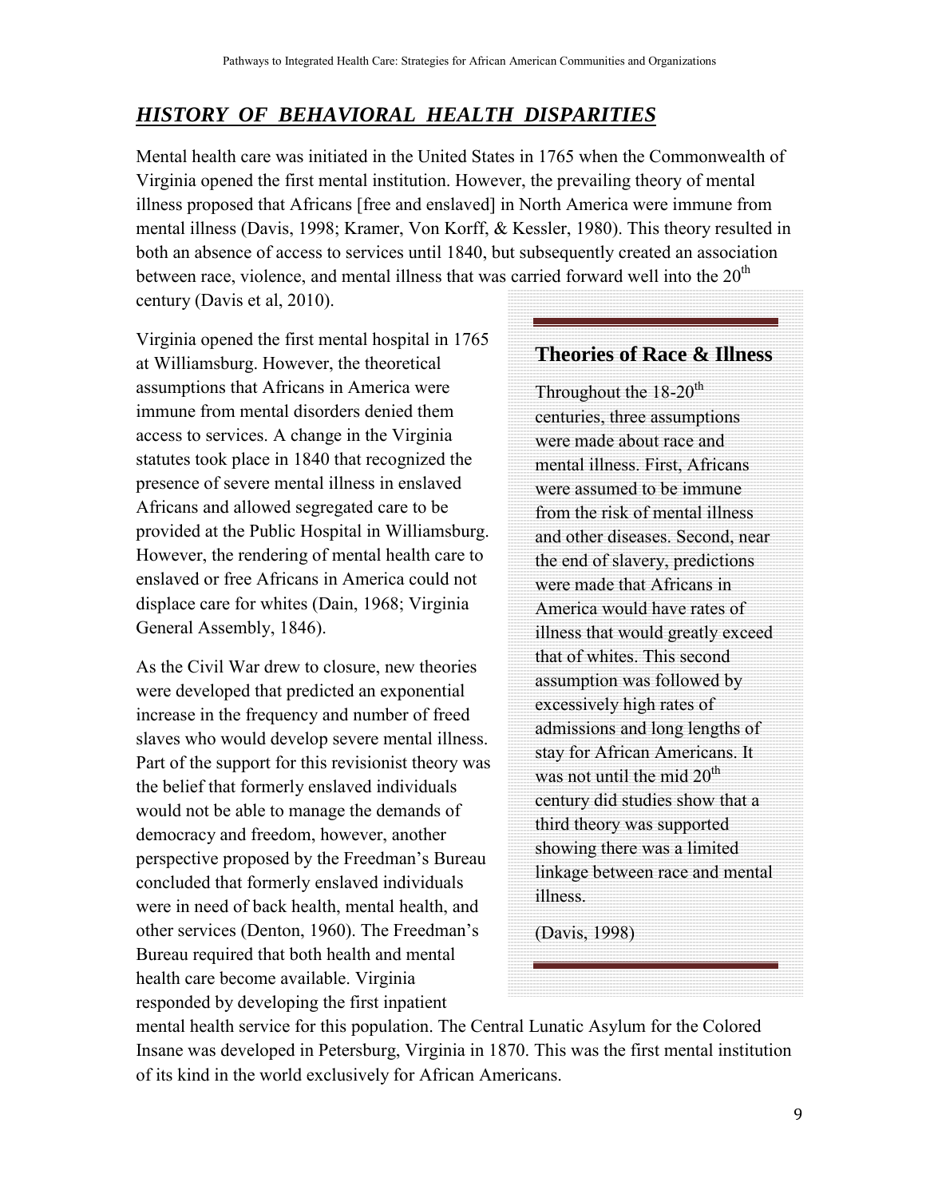## *HISTORY OF BEHAVIORAL HEALTH DISPARITIES*

Mental health care was initiated in the United States in 1765 when the Commonwealth of Virginia opened the first mental institution. However, the prevailing theory of mental illness proposed that Africans [free and enslaved] in North America were immune from mental illness (Davis, 1998; Kramer, Von Korff, & Kessler, 1980). This theory resulted in both an absence of access to services until 1840, but subsequently created an association between race, violence, and mental illness that was carried forward well into the 20th century (Davis et al, 2010).

Virginia opened the first mental hospital in 1765 at Williamsburg. However, the theoretical assumptions that Africans in America were immune from mental disorders denied them access to services. A change in the Virginia statutes took place in 1840 that recognized the presence of severe mental illness in enslaved Africans and allowed segregated care to be provided at the Public Hospital in Williamsburg. However, the rendering of mental health care to enslaved or free Africans in America could not displace care for whites (Dain, 1968; Virginia General Assembly, 1846).

As the Civil War drew to closure, new theories were developed that predicted an exponential increase in the frequency and number of freed slaves who would develop severe mental illness. Part of the support for this revisionist theory was the belief that formerly enslaved individuals would not be able to manage the demands of democracy and freedom, however, another perspective proposed by the Freedman's Bureau concluded that formerly enslaved individuals were in need of back health, mental health, and other services (Denton, 1960). The Freedman's Bureau required that both health and mental health care become available. Virginia responded by developing the first inpatient mental health service for this population. The Central Lunatic Asylum for the Colored Insane was developed in Petersburg, Virginia in 1870. This was the first mental institution of its kind in the world exclusively for African Americans.

### Theories of Race & Illness

Throughout the 18-20th centuries, three assumptions were made about race and mental illness. First, Africans were assumed to be immune from the risk of mental illness and other diseases. Second, near the end of slavery, predictions were made that Africans in America would have rates of illness that would greatly exceed that of whites. This second assumption was followed by excessively high rates of admissions and long lengths of stay for African Americans. It was not until the mid 20th century did studies show that a third theory was supported showing there was a limited linkage between race and mental illness.

(Davis, 1998)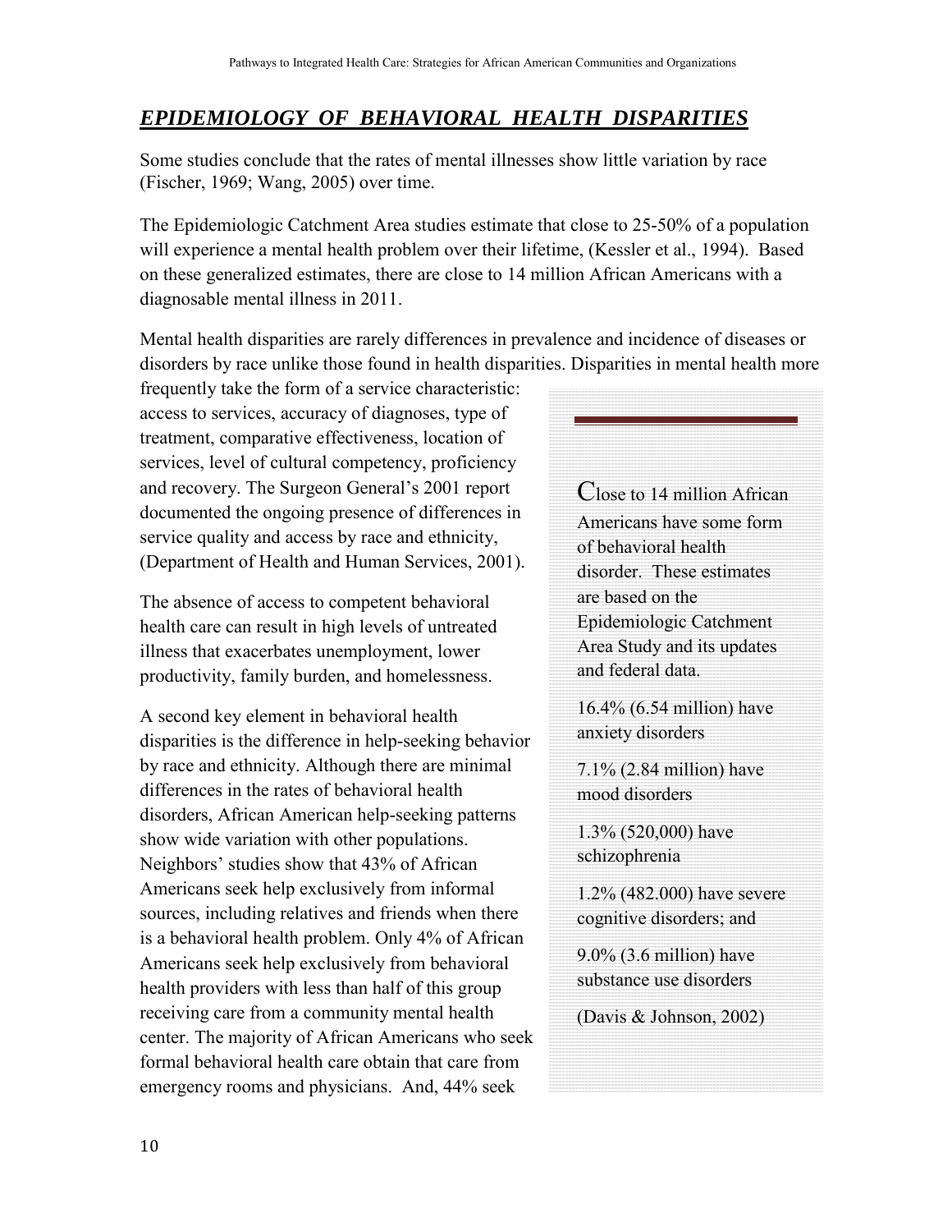## *EPIDEMIOLOGY OF BEHAVIORAL HEALTH DISPARITIES*

Some studies conclude that the rates of mental illnesses show little variation by race (Fischer, 1969; Wang, 2005) over time.

The Epidemiologic Catchment Area studies estimate that close to 25-50% of a population will experience a mental health problem over their lifetime, (Kessler et al., 1994). Based on these generalized estimates, there are close to 14 million African Americans with a diagnosable mental illness in 2011.

Mental health disparities are rarely differences in prevalence and incidence of diseases or disorders by race unlike those found in health disparities. Disparities in mental health more frequently take the form of a service characteristic: access to services, accuracy of diagnoses, type of treatment, comparative effectiveness, location of services, level of cultural competency, proficiency and recovery. The Surgeon General's 2001 report documented the ongoing presence of differences in service quality and access by race and ethnicity, (Department of Health and Human Services, 2001).

The absence of access to competent behavioral health care can result in high levels of untreated illness that exacerbates unemployment, lower productivity, family burden, and homelessness.

A second key element in behavioral health disparities is the difference in help-seeking behavior by race and ethnicity. Although there are minimal differences in the rates of behavioral health disorders, African American help-seeking patterns show wide variation with other populations. Neighbors' studies show that 43% of African Americans seek help exclusively from informal sources, including relatives and friends when there is a behavioral health problem. Only 4% of African Americans seek help exclusively from behavioral health providers with less than half of this group receiving care from a community mental health center. The majority of African Americans who seek formal behavioral health care obtain that care from emergency rooms and physicians. And, 44% seek

> Close to 14 million African Americans have some form of behavioral health disorder. These estimates are based on the Epidemiologic Catchment Area Study and its updates and federal data.
>
> 16.4% (6.54 million) have anxiety disorders
>
> 7.1% (2.84 million) have mood disorders
>
> 1.3% (520,000) have schizophrenia
>
> 1.2% (482.000) have severe cognitive disorders; and
>
> 9.0% (3.6 million) have substance use disorders
>
> (Davis & Johnson, 2002)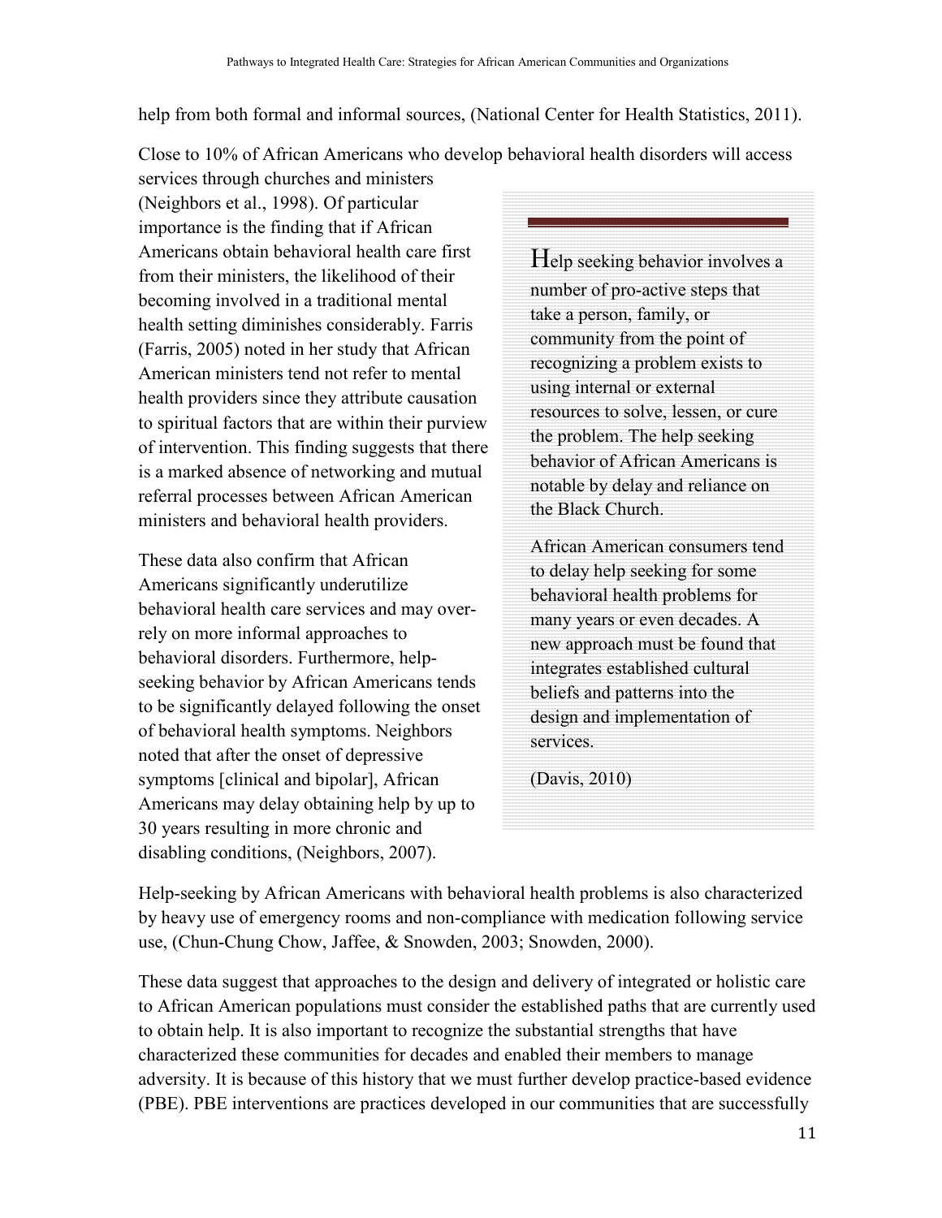help from both formal and informal sources, (National Center for Health Statistics, 2011).

Close to 10% of African Americans who develop behavioral health disorders will access services through churches and ministers (Neighbors et al., 1998). Of particular importance is the finding that if African Americans obtain behavioral health care first from their ministers, the likelihood of their becoming involved in a traditional mental health setting diminishes considerably. Farris (Farris, 2005) noted in her study that African American ministers tend not refer to mental health providers since they attribute causation to spiritual factors that are within their purview of intervention. This finding suggests that there is a marked absence of networking and mutual referral processes between African American ministers and behavioral health providers.

These data also confirm that African Americans significantly underutilize behavioral health care services and may over-rely on more informal approaches to behavioral disorders. Furthermore, help-seeking behavior by African Americans tends to be significantly delayed following the onset of behavioral health symptoms. Neighbors noted that after the onset of depressive symptoms [clinical and bipolar], African Americans may delay obtaining help by up to 30 years resulting in more chronic and disabling conditions, (Neighbors, 2007).

> Help seeking behavior involves a number of pro-active steps that take a person, family, or community from the point of recognizing a problem exists to using internal or external resources to solve, lessen, or cure the problem. The help seeking behavior of African Americans is notable by delay and reliance on the Black Church.
>
> African American consumers tend to delay help seeking for some behavioral health problems for many years or even decades. A new approach must be found that integrates established cultural beliefs and patterns into the design and implementation of services.
>
> (Davis, 2010)

Help-seeking by African Americans with behavioral health problems is also characterized by heavy use of emergency rooms and non-compliance with medication following service use, (Chun-Chung Chow, Jaffee, & Snowden, 2003; Snowden, 2000).

These data suggest that approaches to the design and delivery of integrated or holistic care to African American populations must consider the established paths that are currently used to obtain help. It is also important to recognize the substantial strengths that have characterized these communities for decades and enabled their members to manage adversity. It is because of this history that we must further develop practice-based evidence (PBE). PBE interventions are practices developed in our communities that are successfully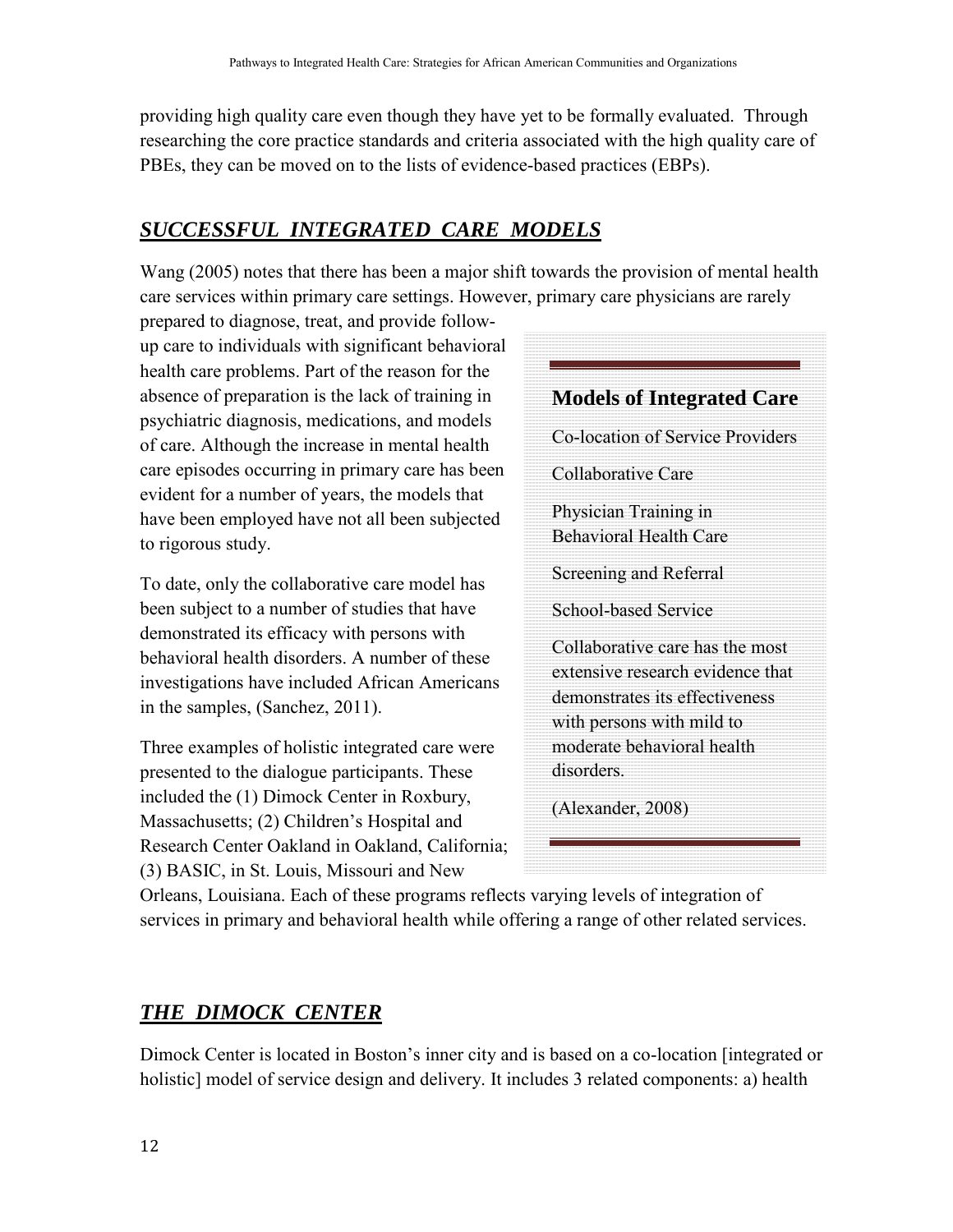providing high quality care even though they have yet to be formally evaluated. Through researching the core practice standards and criteria associated with the high quality care of PBEs, they can be moved on to the lists of evidence-based practices (EBPs).

## ***SUCCESSFUL INTEGRATED CARE MODELS***

Wang (2005) notes that there has been a major shift towards the provision of mental health care services within primary care settings. However, primary care physicians are rarely prepared to diagnose, treat, and provide follow-up care to individuals with significant behavioral health care problems. Part of the reason for the absence of preparation is the lack of training in psychiatric diagnosis, medications, and models of care. Although the increase in mental health care episodes occurring in primary care has been evident for a number of years, the models that have been employed have not all been subjected to rigorous study.

To date, only the collaborative care model has been subject to a number of studies that have demonstrated its efficacy with persons with behavioral health disorders. A number of these investigations have included African Americans in the samples, (Sanchez, 2011).

Three examples of holistic integrated care were presented to the dialogue participants. These included the (1) Dimock Center in Roxbury, Massachusetts; (2) Children's Hospital and Research Center Oakland in Oakland, California; (3) BASIC, in St. Louis, Missouri and New Orleans, Louisiana. Each of these programs reflects varying levels of integration of services in primary and behavioral health while offering a range of other related services.

> **Models of Integrated Care**
>
> Co-location of Service Providers
>
> Collaborative Care
>
> Physician Training in Behavioral Health Care
>
> Screening and Referral
>
> School-based Service
>
> Collaborative care has the most extensive research evidence that demonstrates its effectiveness with persons with mild to moderate behavioral health disorders.
>
> (Alexander, 2008)

## ***THE DIMOCK CENTER***

Dimock Center is located in Boston's inner city and is based on a co-location [integrated or holistic] model of service design and delivery. It includes 3 related components: a) health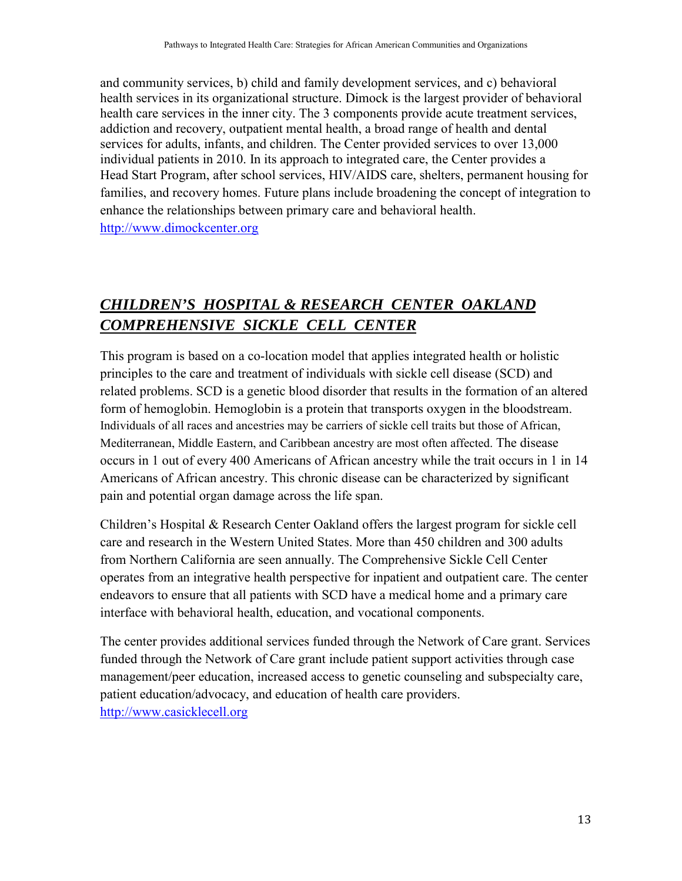and community services, b) child and family development services, and c) behavioral health services in its organizational structure. Dimock is the largest provider of behavioral health care services in the inner city. The 3 components provide acute treatment services, addiction and recovery, outpatient mental health, a broad range of health and dental services for adults, infants, and children. The Center provided services to over 13,000 individual patients in 2010. In its approach to integrated care, the Center provides a Head Start Program, after school services, HIV/AIDS care, shelters, permanent housing for families, and recovery homes. Future plans include broadening the concept of integration to enhance the relationships between primary care and behavioral health.
http://www.dimockcenter.org

## ***CHILDREN'S HOSPITAL & RESEARCH CENTER OAKLAND COMPREHENSIVE SICKLE CELL CENTER***

This program is based on a co-location model that applies integrated health or holistic principles to the care and treatment of individuals with sickle cell disease (SCD) and related problems. SCD is a genetic blood disorder that results in the formation of an altered form of hemoglobin. Hemoglobin is a protein that transports oxygen in the bloodstream. Individuals of all races and ancestries may be carriers of sickle cell traits but those of African, Mediterranean, Middle Eastern, and Caribbean ancestry are most often affected. The disease occurs in 1 out of every 400 Americans of African ancestry while the trait occurs in 1 in 14 Americans of African ancestry. This chronic disease can be characterized by significant pain and potential organ damage across the life span.

Children's Hospital & Research Center Oakland offers the largest program for sickle cell care and research in the Western United States. More than 450 children and 300 adults from Northern California are seen annually. The Comprehensive Sickle Cell Center operates from an integrative health perspective for inpatient and outpatient care. The center endeavors to ensure that all patients with SCD have a medical home and a primary care interface with behavioral health, education, and vocational components.

The center provides additional services funded through the Network of Care grant. Services funded through the Network of Care grant include patient support activities through case management/peer education, increased access to genetic counseling and subspecialty care, patient education/advocacy, and education of health care providers.
http://www.casicklecell.org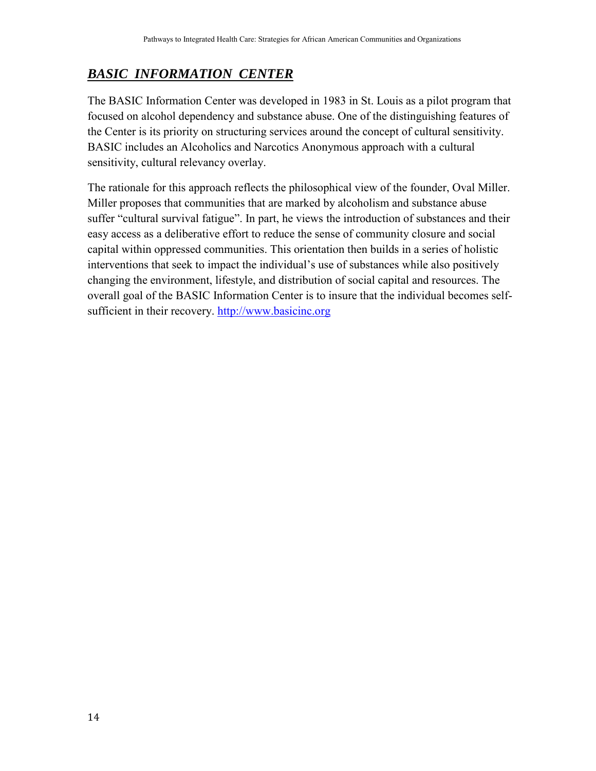## ***BASIC INFORMATION CENTER***

The BASIC Information Center was developed in 1983 in St. Louis as a pilot program that focused on alcohol dependency and substance abuse. One of the distinguishing features of the Center is its priority on structuring services around the concept of cultural sensitivity. BASIC includes an Alcoholics and Narcotics Anonymous approach with a cultural sensitivity, cultural relevancy overlay.

The rationale for this approach reflects the philosophical view of the founder, Oval Miller. Miller proposes that communities that are marked by alcoholism and substance abuse suffer "cultural survival fatigue". In part, he views the introduction of substances and their easy access as a deliberative effort to reduce the sense of community closure and social capital within oppressed communities. This orientation then builds in a series of holistic interventions that seek to impact the individual's use of substances while also positively changing the environment, lifestyle, and distribution of social capital and resources. The overall goal of the BASIC Information Center is to insure that the individual becomes self-sufficient in their recovery. http://www.basicinc.org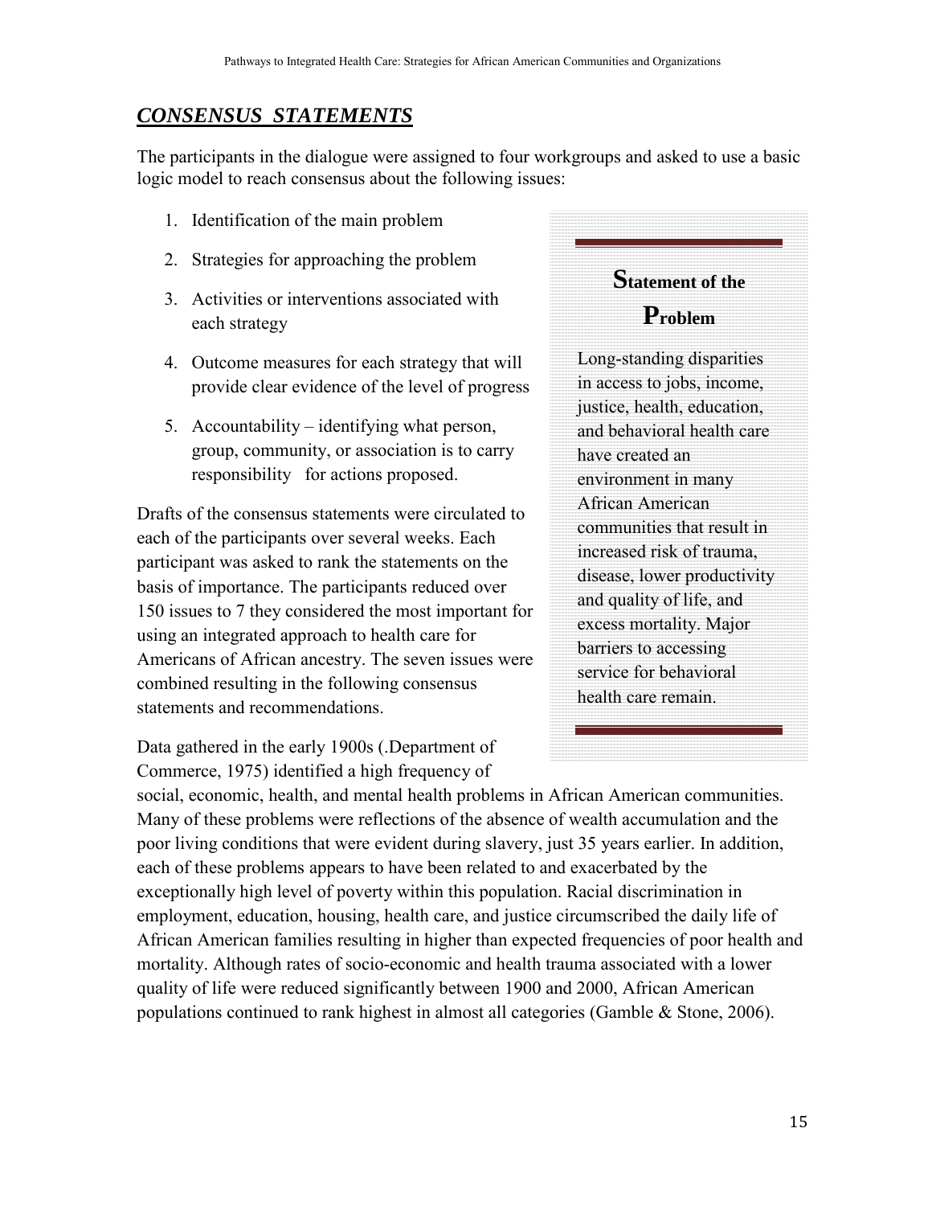## ***CONSENSUS STATEMENTS***

The participants in the dialogue were assigned to four workgroups and asked to use a basic logic model to reach consensus about the following issues:

1. Identification of the main problem
2. Strategies for approaching the problem
3. Activities or interventions associated with each strategy
4. Outcome measures for each strategy that will provide clear evidence of the level of progress
5. Accountability – identifying what person, group, community, or association is to carry responsibility for actions proposed.

Drafts of the consensus statements were circulated to each of the participants over several weeks. Each participant was asked to rank the statements on the basis of importance. The participants reduced over 150 issues to 7 they considered the most important for using an integrated approach to health care for Americans of African ancestry. The seven issues were combined resulting in the following consensus statements and recommendations.

### Statement of the Problem

Long-standing disparities in access to jobs, income, justice, health, education, and behavioral health care have created an environment in many African American communities that result in increased risk of trauma, disease, lower productivity and quality of life, and excess mortality. Major barriers to accessing service for behavioral health care remain.

Data gathered in the early 1900s (.Department of Commerce, 1975) identified a high frequency of social, economic, health, and mental health problems in African American communities. Many of these problems were reflections of the absence of wealth accumulation and the poor living conditions that were evident during slavery, just 35 years earlier. In addition, each of these problems appears to have been related to and exacerbated by the exceptionally high level of poverty within this population. Racial discrimination in employment, education, housing, health care, and justice circumscribed the daily life of African American families resulting in higher than expected frequencies of poor health and mortality. Although rates of socio-economic and health trauma associated with a lower quality of life were reduced significantly between 1900 and 2000, African American populations continued to rank highest in almost all categories (Gamble & Stone, 2006).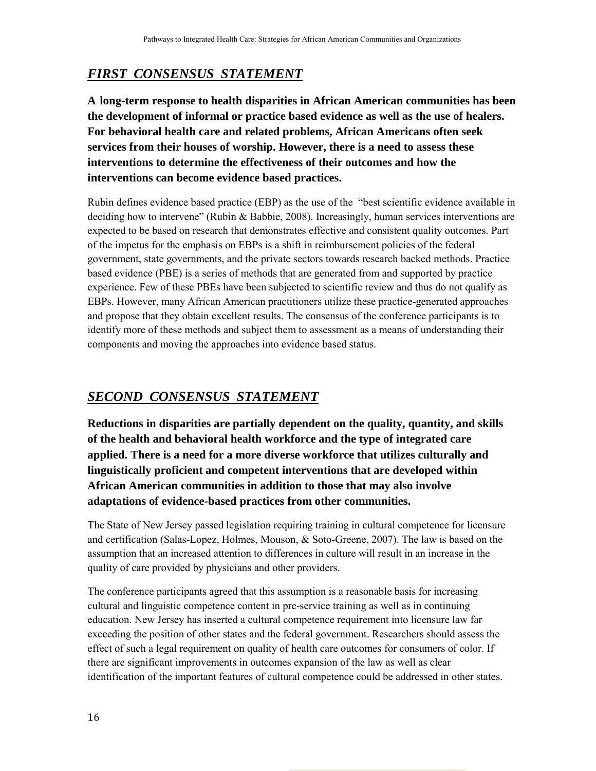## ***FIRST CONSENSUS STATEMENT***

**A long-term response to health disparities in African American communities has been the development of informal or practice based evidence as well as the use of healers. For behavioral health care and related problems, African Americans often seek services from their houses of worship. However, there is a need to assess these interventions to determine the effectiveness of their outcomes and how the interventions can become evidence based practices.**

Rubin defines evidence based practice (EBP) as the use of the "best scientific evidence available in deciding how to intervene" (Rubin & Babbie, 2008). Increasingly, human services interventions are expected to be based on research that demonstrates effective and consistent quality outcomes. Part of the impetus for the emphasis on EBPs is a shift in reimbursement policies of the federal government, state governments, and the private sectors towards research backed methods. Practice based evidence (PBE) is a series of methods that are generated from and supported by practice experience. Few of these PBEs have been subjected to scientific review and thus do not qualify as EBPs. However, many African American practitioners utilize these practice-generated approaches and propose that they obtain excellent results. The consensus of the conference participants is to identify more of these methods and subject them to assessment as a means of understanding their components and moving the approaches into evidence based status.

## ***SECOND CONSENSUS STATEMENT***

**Reductions in disparities are partially dependent on the quality, quantity, and skills of the health and behavioral health workforce and the type of integrated care applied. There is a need for a more diverse workforce that utilizes culturally and linguistically proficient and competent interventions that are developed within African American communities in addition to those that may also involve adaptations of evidence-based practices from other communities.**

The State of New Jersey passed legislation requiring training in cultural competence for licensure and certification (Salas-Lopez, Holmes, Mouson, & Soto-Greene, 2007). The law is based on the assumption that an increased attention to differences in culture will result in an increase in the quality of care provided by physicians and other providers.

The conference participants agreed that this assumption is a reasonable basis for increasing cultural and linguistic competence content in pre-service training as well as in continuing education. New Jersey has inserted a cultural competence requirement into licensure law far exceeding the position of other states and the federal government. Researchers should assess the effect of such a legal requirement on quality of health care outcomes for consumers of color. If there are significant improvements in outcomes expansion of the law as well as clear identification of the important features of cultural competence could be addressed in other states.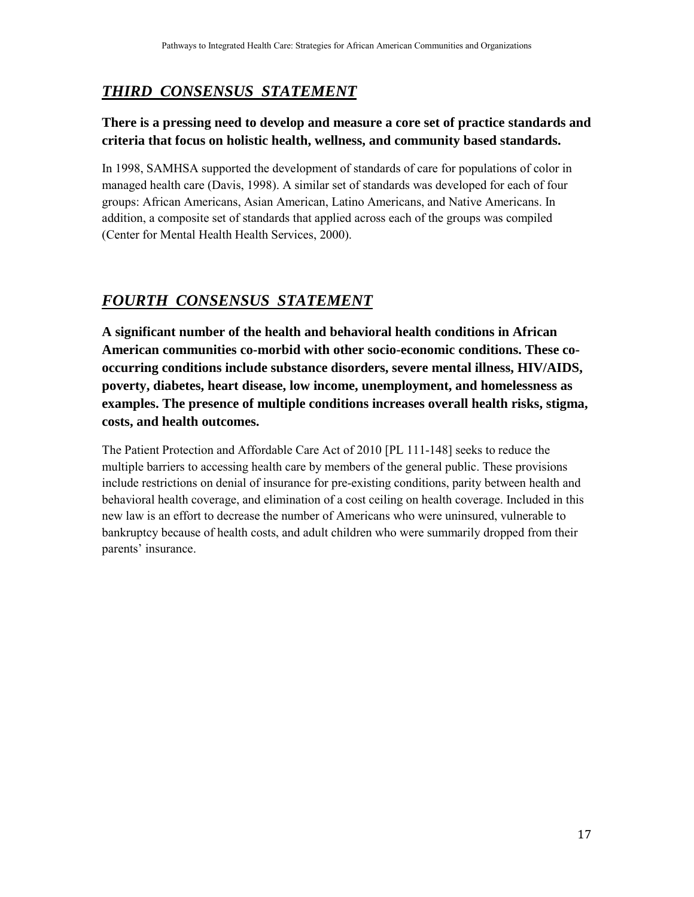## ***THIRD CONSENSUS STATEMENT***

**There is a pressing need to develop and measure a core set of practice standards and criteria that focus on holistic health, wellness, and community based standards.**

In 1998, SAMHSA supported the development of standards of care for populations of color in managed health care (Davis, 1998). A similar set of standards was developed for each of four groups: African Americans, Asian American, Latino Americans, and Native Americans. In addition, a composite set of standards that applied across each of the groups was compiled (Center for Mental Health Health Services, 2000).

## ***FOURTH CONSENSUS STATEMENT***

**A significant number of the health and behavioral health conditions in African American communities co-morbid with other socio-economic conditions. These co-occurring conditions include substance disorders, severe mental illness, HIV/AIDS, poverty, diabetes, heart disease, low income, unemployment, and homelessness as examples. The presence of multiple conditions increases overall health risks, stigma, costs, and health outcomes.**

The Patient Protection and Affordable Care Act of 2010 [PL 111-148] seeks to reduce the multiple barriers to accessing health care by members of the general public. These provisions include restrictions on denial of insurance for pre-existing conditions, parity between health and behavioral health coverage, and elimination of a cost ceiling on health coverage. Included in this new law is an effort to decrease the number of Americans who were uninsured, vulnerable to bankruptcy because of health costs, and adult children who were summarily dropped from their parents' insurance.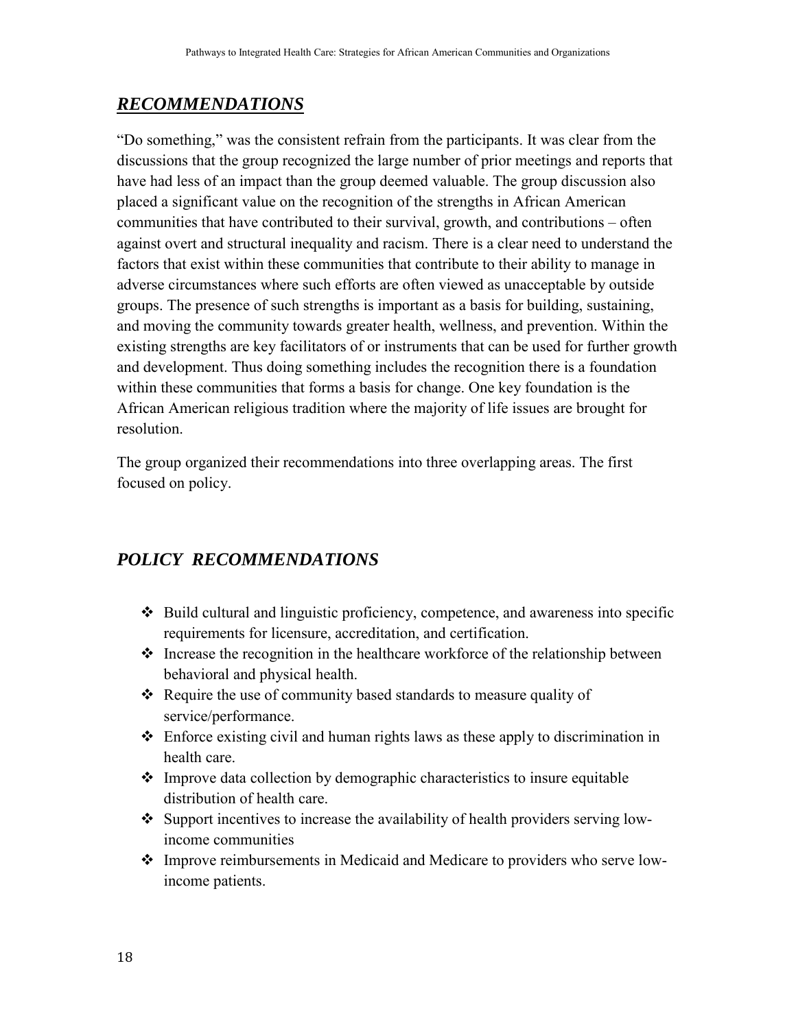## ***RECOMMENDATIONS***

"Do something," was the consistent refrain from the participants. It was clear from the discussions that the group recognized the large number of prior meetings and reports that have had less of an impact than the group deemed valuable. The group discussion also placed a significant value on the recognition of the strengths in African American communities that have contributed to their survival, growth, and contributions – often against overt and structural inequality and racism. There is a clear need to understand the factors that exist within these communities that contribute to their ability to manage in adverse circumstances where such efforts are often viewed as unacceptable by outside groups. The presence of such strengths is important as a basis for building, sustaining, and moving the community towards greater health, wellness, and prevention. Within the existing strengths are key facilitators of or instruments that can be used for further growth and development. Thus doing something includes the recognition there is a foundation within these communities that forms a basis for change. One key foundation is the African American religious tradition where the majority of life issues are brought for resolution.

The group organized their recommendations into three overlapping areas. The first focused on policy.

## *POLICY RECOMMENDATIONS*

- Build cultural and linguistic proficiency, competence, and awareness into specific requirements for licensure, accreditation, and certification.
- Increase the recognition in the healthcare workforce of the relationship between behavioral and physical health.
- Require the use of community based standards to measure quality of service/performance.
- Enforce existing civil and human rights laws as these apply to discrimination in health care.
- Improve data collection by demographic characteristics to insure equitable distribution of health care.
- Support incentives to increase the availability of health providers serving low-income communities
- Improve reimbursements in Medicaid and Medicare to providers who serve low-income patients.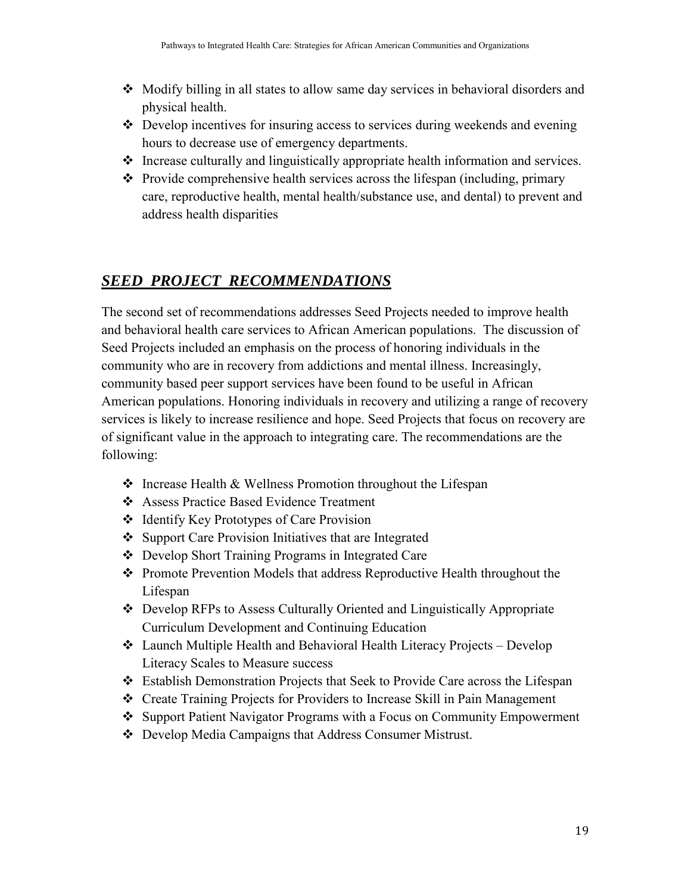- Modify billing in all states to allow same day services in behavioral disorders and physical health.
- Develop incentives for insuring access to services during weekends and evening hours to decrease use of emergency departments.
- Increase culturally and linguistically appropriate health information and services.
- Provide comprehensive health services across the lifespan (including, primary care, reproductive health, mental health/substance use, and dental) to prevent and address health disparities

## ***SEED PROJECT RECOMMENDATIONS***

The second set of recommendations addresses Seed Projects needed to improve health and behavioral health care services to African American populations. The discussion of Seed Projects included an emphasis on the process of honoring individuals in the community who are in recovery from addictions and mental illness. Increasingly, community based peer support services have been found to be useful in African American populations. Honoring individuals in recovery and utilizing a range of recovery services is likely to increase resilience and hope. Seed Projects that focus on recovery are of significant value in the approach to integrating care. The recommendations are the following:

- Increase Health & Wellness Promotion throughout the Lifespan
- Assess Practice Based Evidence Treatment
- Identify Key Prototypes of Care Provision
- Support Care Provision Initiatives that are Integrated
- Develop Short Training Programs in Integrated Care
- Promote Prevention Models that address Reproductive Health throughout the Lifespan
- Develop RFPs to Assess Culturally Oriented and Linguistically Appropriate Curriculum Development and Continuing Education
- Launch Multiple Health and Behavioral Health Literacy Projects – Develop Literacy Scales to Measure success
- Establish Demonstration Projects that Seek to Provide Care across the Lifespan
- Create Training Projects for Providers to Increase Skill in Pain Management
- Support Patient Navigator Programs with a Focus on Community Empowerment
- Develop Media Campaigns that Address Consumer Mistrust.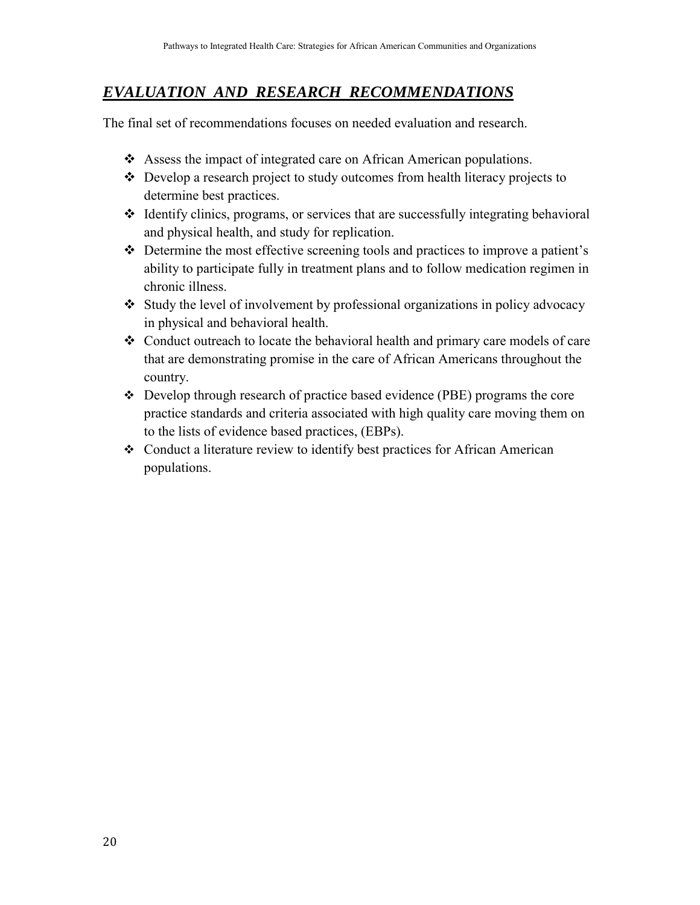## ***EVALUATION AND RESEARCH RECOMMENDATIONS***

The final set of recommendations focuses on needed evaluation and research.

- Assess the impact of integrated care on African American populations.
- Develop a research project to study outcomes from health literacy projects to determine best practices.
- Identify clinics, programs, or services that are successfully integrating behavioral and physical health, and study for replication.
- Determine the most effective screening tools and practices to improve a patient's ability to participate fully in treatment plans and to follow medication regimen in chronic illness.
- Study the level of involvement by professional organizations in policy advocacy in physical and behavioral health.
- Conduct outreach to locate the behavioral health and primary care models of care that are demonstrating promise in the care of African Americans throughout the country.
- Develop through research of practice based evidence (PBE) programs the core practice standards and criteria associated with high quality care moving them on to the lists of evidence based practices, (EBPs).
- Conduct a literature review to identify best practices for African American populations.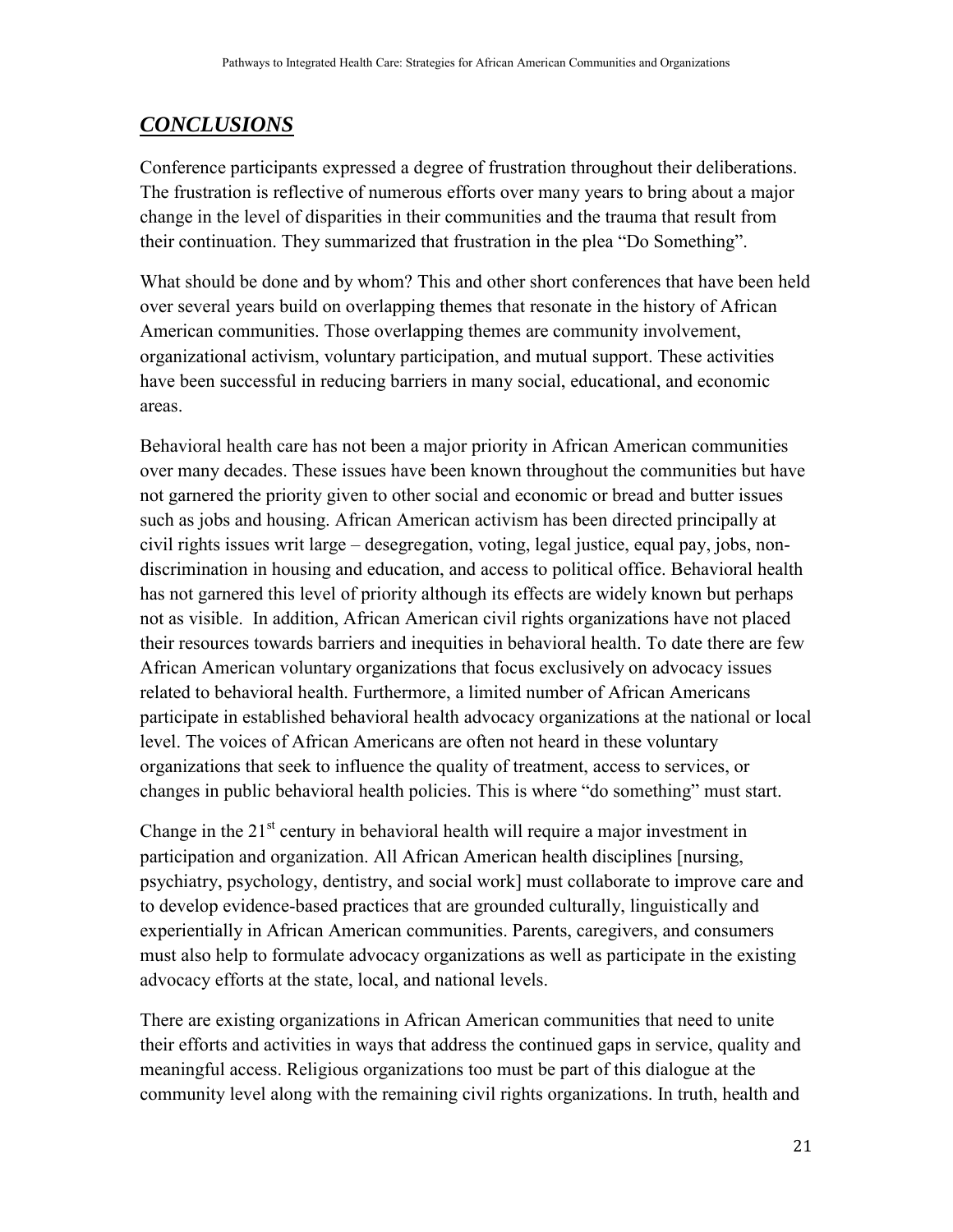## ***CONCLUSIONS***

Conference participants expressed a degree of frustration throughout their deliberations. The frustration is reflective of numerous efforts over many years to bring about a major change in the level of disparities in their communities and the trauma that result from their continuation. They summarized that frustration in the plea "Do Something".

What should be done and by whom? This and other short conferences that have been held over several years build on overlapping themes that resonate in the history of African American communities. Those overlapping themes are community involvement, organizational activism, voluntary participation, and mutual support. These activities have been successful in reducing barriers in many social, educational, and economic areas.

Behavioral health care has not been a major priority in African American communities over many decades. These issues have been known throughout the communities but have not garnered the priority given to other social and economic or bread and butter issues such as jobs and housing. African American activism has been directed principally at civil rights issues writ large – desegregation, voting, legal justice, equal pay, jobs, non-discrimination in housing and education, and access to political office. Behavioral health has not garnered this level of priority although its effects are widely known but perhaps not as visible. In addition, African American civil rights organizations have not placed their resources towards barriers and inequities in behavioral health. To date there are few African American voluntary organizations that focus exclusively on advocacy issues related to behavioral health. Furthermore, a limited number of African Americans participate in established behavioral health advocacy organizations at the national or local level. The voices of African Americans are often not heard in these voluntary organizations that seek to influence the quality of treatment, access to services, or changes in public behavioral health policies. This is where "do something" must start.

Change in the 21st century in behavioral health will require a major investment in participation and organization. All African American health disciplines [nursing, psychiatry, psychology, dentistry, and social work] must collaborate to improve care and to develop evidence-based practices that are grounded culturally, linguistically and experientially in African American communities. Parents, caregivers, and consumers must also help to formulate advocacy organizations as well as participate in the existing advocacy efforts at the state, local, and national levels.

There are existing organizations in African American communities that need to unite their efforts and activities in ways that address the continued gaps in service, quality and meaningful access. Religious organizations too must be part of this dialogue at the community level along with the remaining civil rights organizations. In truth, health and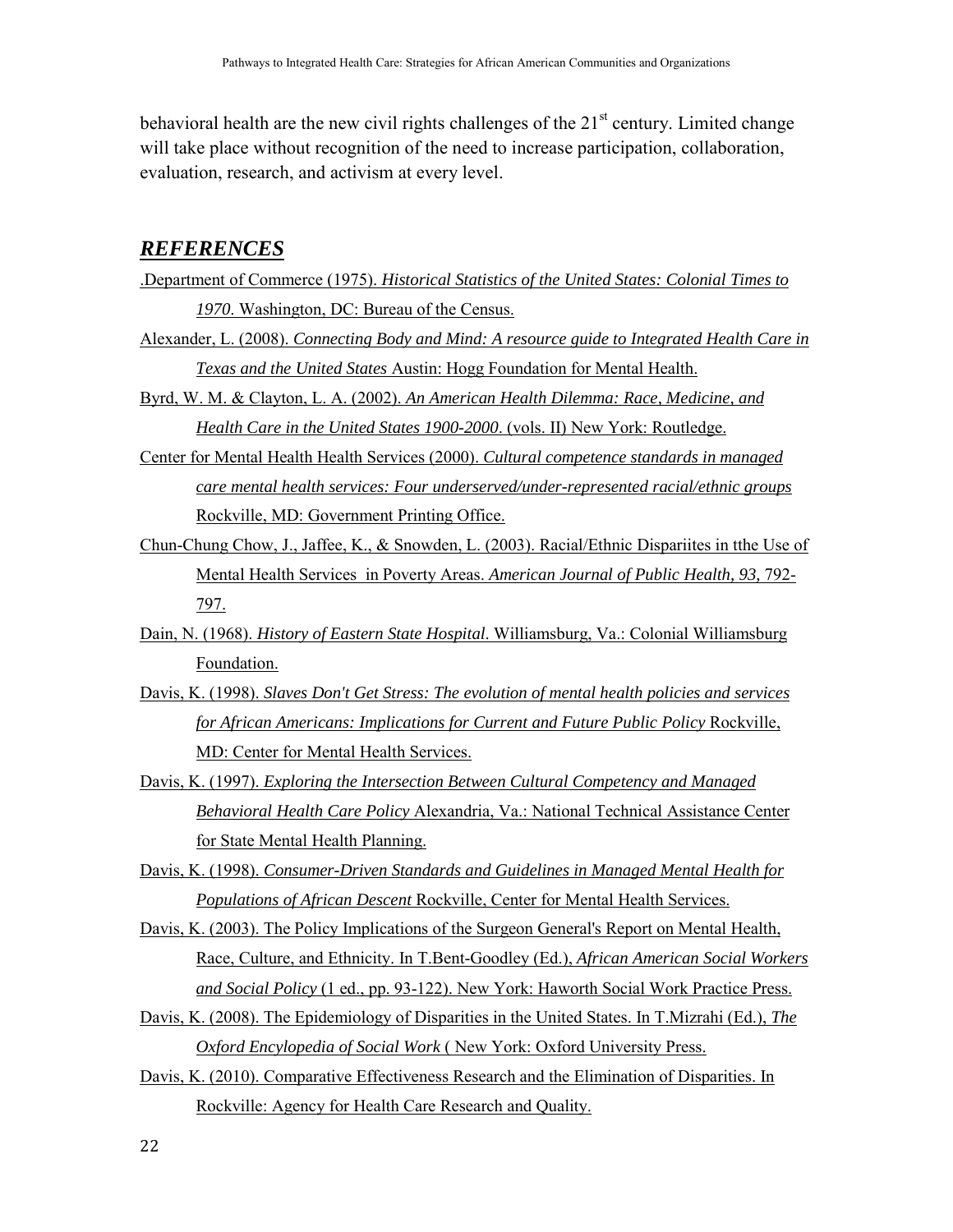behavioral health are the new civil rights challenges of the 21st century. Limited change will take place without recognition of the need to increase participation, collaboration, evaluation, research, and activism at every level.

## *REFERENCES*

.Department of Commerce (1975). *Historical Statistics of the United States: Colonial Times to 1970*. Washington, DC: Bureau of the Census.

Alexander, L. (2008). *Connecting Body and Mind: A resource guide to Integrated Health Care in Texas and the United States* Austin: Hogg Foundation for Mental Health.

Byrd, W. M. & Clayton, L. A. (2002). *An American Health Dilemma: Race, Medicine, and Health Care in the United States 1900-2000*. (vols. II) New York: Routledge.

Center for Mental Health Health Services (2000). *Cultural competence standards in managed care mental health services: Four underserved/under-represented racial/ethnic groups* Rockville, MD: Government Printing Office.

Chun-Chung Chow, J., Jaffee, K., & Snowden, L. (2003). Racial/Ethnic Dispariites in tthe Use of Mental Health Services in Poverty Areas. *American Journal of Public Health, 93,* 792-797.

Dain, N. (1968). *History of Eastern State Hospital*. Williamsburg, Va.: Colonial Williamsburg Foundation.

Davis, K. (1998). *Slaves Don't Get Stress: The evolution of mental health policies and services for African Americans: Implications for Current and Future Public Policy* Rockville, MD: Center for Mental Health Services.

Davis, K. (1997). *Exploring the Intersection Between Cultural Competency and Managed Behavioral Health Care Policy* Alexandria, Va.: National Technical Assistance Center for State Mental Health Planning.

Davis, K. (1998). *Consumer-Driven Standards and Guidelines in Managed Mental Health for Populations of African Descent* Rockville, Center for Mental Health Services.

Davis, K. (2003). The Policy Implications of the Surgeon General's Report on Mental Health, Race, Culture, and Ethnicity. In T.Bent-Goodley (Ed.), *African American Social Workers and Social Policy* (1 ed., pp. 93-122). New York: Haworth Social Work Practice Press.

Davis, K. (2008). The Epidemiology of Disparities in the United States. In T.Mizrahi (Ed.), *The Oxford Encylopedia of Social Work* ( New York: Oxford University Press.

Davis, K. (2010). Comparative Effectiveness Research and the Elimination of Disparities. In Rockville: Agency for Health Care Research and Quality.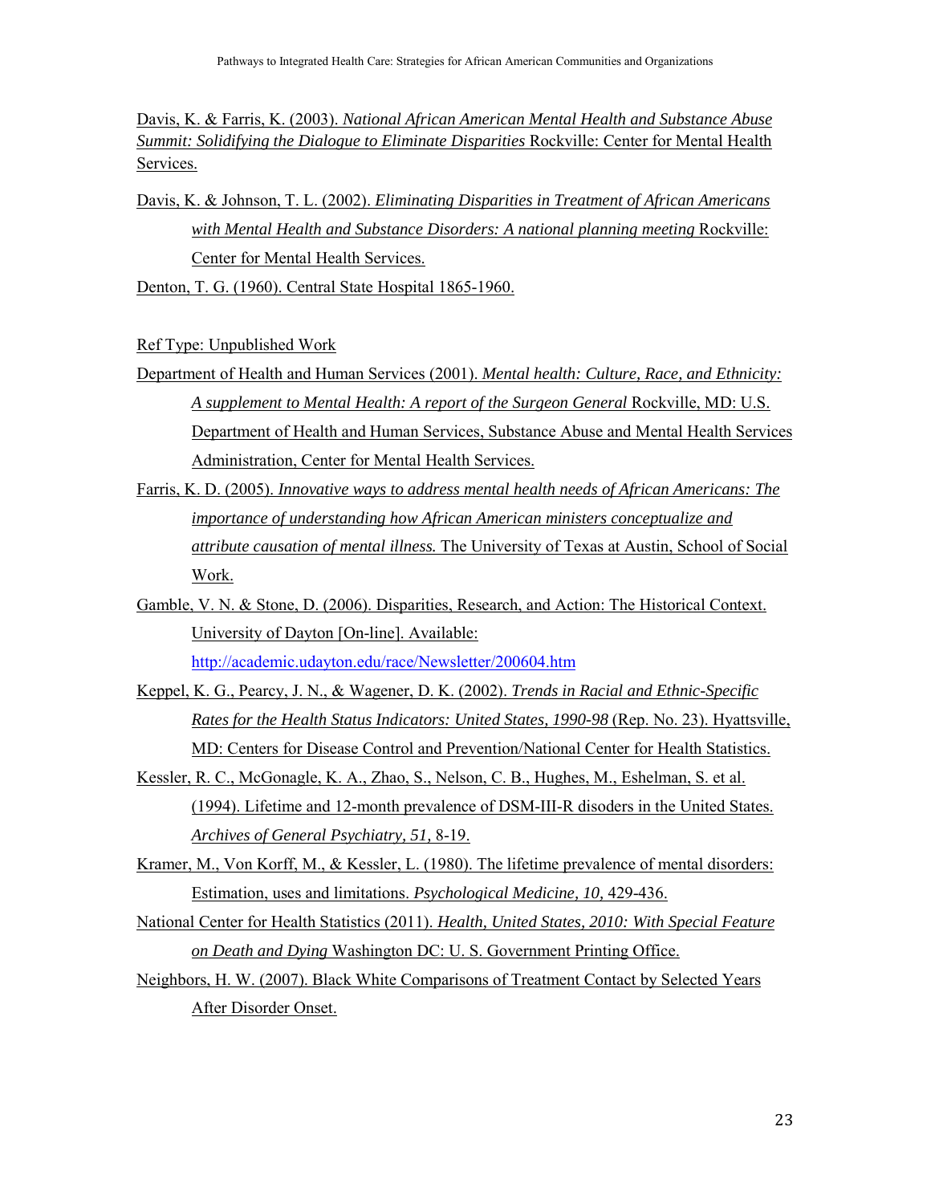Davis, K. & Farris, K. (2003). *National African American Mental Health and Substance Abuse Summit: Solidifying the Dialogue to Eliminate Disparities* Rockville: Center for Mental Health Services.

Davis, K. & Johnson, T. L. (2002). *Eliminating Disparities in Treatment of African Americans with Mental Health and Substance Disorders: A national planning meeting* Rockville: Center for Mental Health Services.

Denton, T. G. (1960). Central State Hospital 1865-1960.

Ref Type: Unpublished Work

Department of Health and Human Services (2001). *Mental health: Culture, Race, and Ethnicity: A supplement to Mental Health: A report of the Surgeon General* Rockville, MD: U.S. Department of Health and Human Services, Substance Abuse and Mental Health Services Administration, Center for Mental Health Services.

Farris, K. D. (2005). *Innovative ways to address mental health needs of African Americans: The importance of understanding how African American ministers conceptualize and attribute causation of mental illness.* The University of Texas at Austin, School of Social Work.

Gamble, V. N. & Stone, D. (2006). Disparities, Research, and Action: The Historical Context. University of Dayton [On-line]. Available: http://academic.udayton.edu/race/Newsletter/200604.htm

Keppel, K. G., Pearcy, J. N., & Wagener, D. K. (2002). *Trends in Racial and Ethnic-Specific Rates for the Health Status Indicators: United States, 1990-98* (Rep. No. 23). Hyattsville, MD: Centers for Disease Control and Prevention/National Center for Health Statistics.

Kessler, R. C., McGonagle, K. A., Zhao, S., Nelson, C. B., Hughes, M., Eshelman, S. et al. (1994). Lifetime and 12-month prevalence of DSM-III-R disoders in the United States. *Archives of General Psychiatry, 51,* 8-19.

Kramer, M., Von Korff, M., & Kessler, L. (1980). The lifetime prevalence of mental disorders: Estimation, uses and limitations. *Psychological Medicine, 10,* 429-436.

National Center for Health Statistics (2011). *Health, United States, 2010: With Special Feature on Death and Dying* Washington DC: U. S. Government Printing Office.

Neighbors, H. W. (2007). Black White Comparisons of Treatment Contact by Selected Years After Disorder Onset.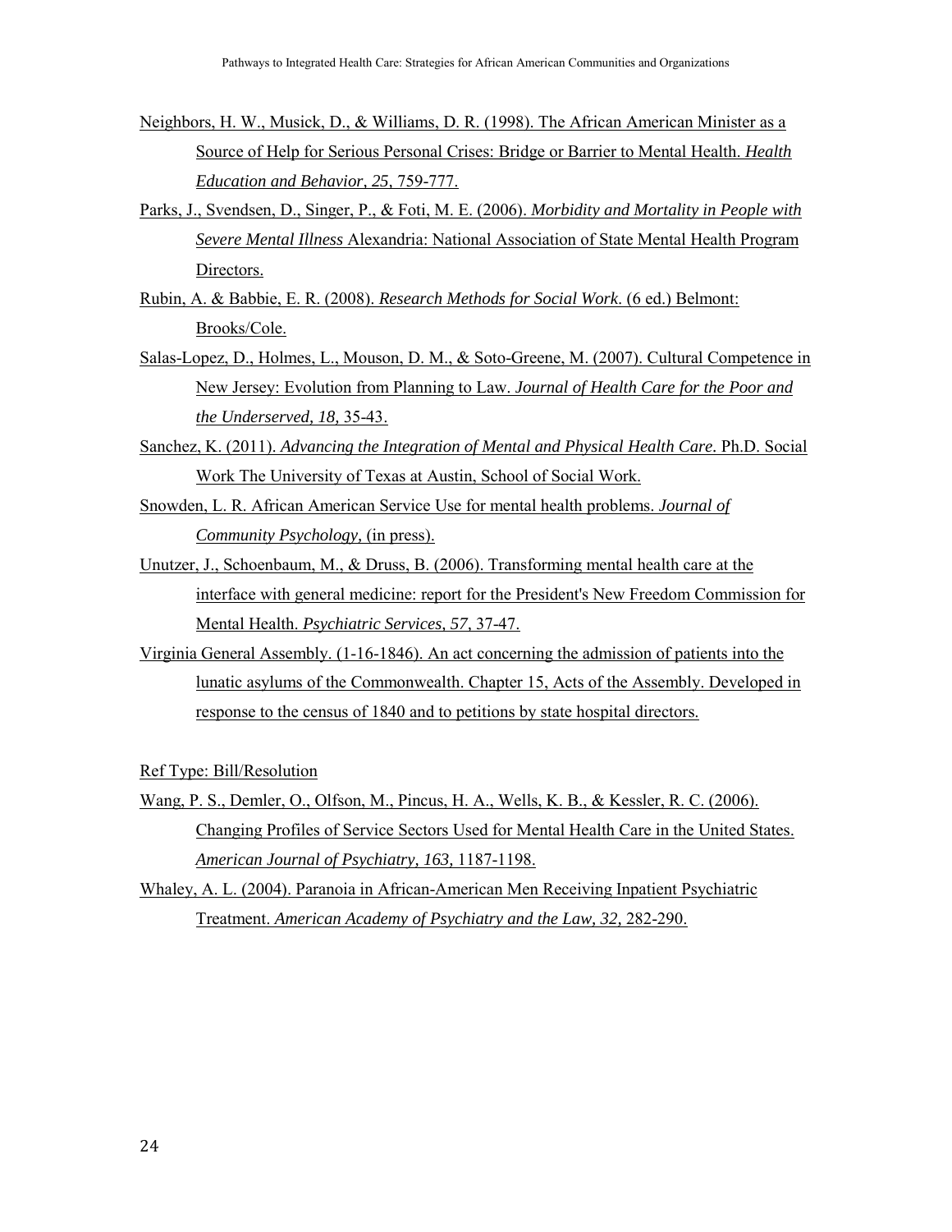Neighbors, H. W., Musick, D., & Williams, D. R. (1998). The African American Minister as a Source of Help for Serious Personal Crises: Bridge or Barrier to Mental Health. *Health Education and Behavior, 25*, 759-777.

Parks, J., Svendsen, D., Singer, P., & Foti, M. E. (2006). *Morbidity and Mortality in People with Severe Mental Illness* Alexandria: National Association of State Mental Health Program Directors.

Rubin, A. & Babbie, E. R. (2008). *Research Methods for Social Work*. (6 ed.) Belmont: Brooks/Cole.

Salas-Lopez, D., Holmes, L., Mouson, D. M., & Soto-Greene, M. (2007). Cultural Competence in New Jersey: Evolution from Planning to Law. *Journal of Health Care for the Poor and the Underserved, 18,* 35-43.

Sanchez, K. (2011). *Advancing the Integration of Mental and Physical Health Care.* Ph.D. Social Work The University of Texas at Austin, School of Social Work.

Snowden, L. R. African American Service Use for mental health problems. *Journal of Community Psychology,* (in press).

Unutzer, J., Schoenbaum, M., & Druss, B. (2006). Transforming mental health care at the interface with general medicine: report for the President's New Freedom Commission for Mental Health. *Psychiatric Services, 57*, 37-47.

Virginia General Assembly. (1-16-1846). An act concerning the admission of patients into the lunatic asylums of the Commonwealth. Chapter 15, Acts of the Assembly. Developed in response to the census of 1840 and to petitions by state hospital directors.

Ref Type: Bill/Resolution

Wang, P. S., Demler, O., Olfson, M., Pincus, H. A., Wells, K. B., & Kessler, R. C. (2006). Changing Profiles of Service Sectors Used for Mental Health Care in the United States. *American Journal of Psychiatry, 163,* 1187-1198.

Whaley, A. L. (2004). Paranoia in African-American Men Receiving Inpatient Psychiatric Treatment. *American Academy of Psychiatry and the Law, 32,* 282-290.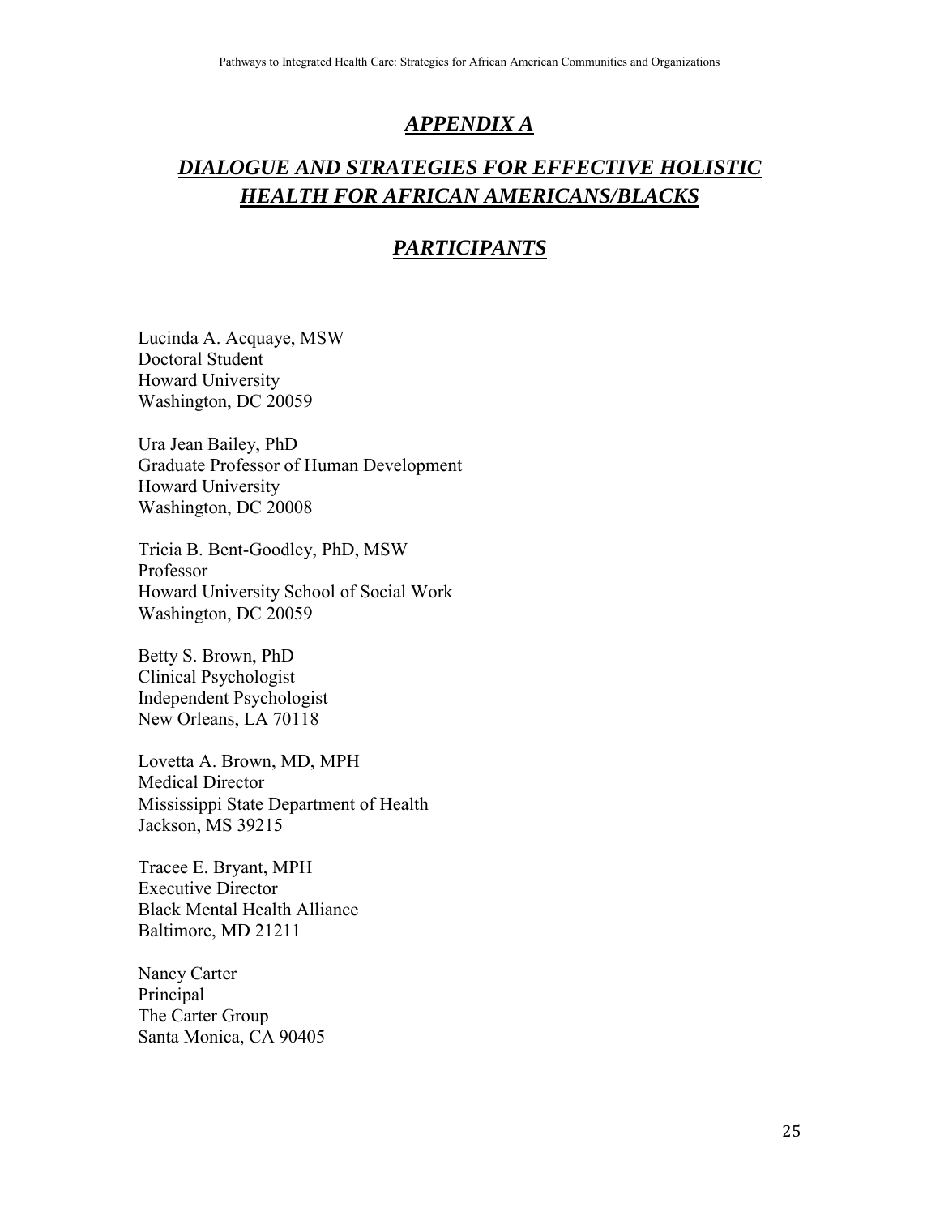# *APPENDIX A*

## *DIALOGUE AND STRATEGIES FOR EFFECTIVE HOLISTIC HEALTH FOR AFRICAN AMERICANS/BLACKS*

## *PARTICIPANTS*

Lucinda A. Acquaye, MSW  
Doctoral Student  
Howard University  
Washington, DC 20059

Ura Jean Bailey, PhD  
Graduate Professor of Human Development  
Howard University  
Washington, DC 20008

Tricia B. Bent-Goodley, PhD, MSW  
Professor  
Howard University School of Social Work  
Washington, DC 20059

Betty S. Brown, PhD  
Clinical Psychologist  
Independent Psychologist  
New Orleans, LA 70118

Lovetta A. Brown, MD, MPH  
Medical Director  
Mississippi State Department of Health  
Jackson, MS 39215

Tracee E. Bryant, MPH  
Executive Director  
Black Mental Health Alliance  
Baltimore, MD 21211

Nancy Carter  
Principal  
The Carter Group  
Santa Monica, CA 90405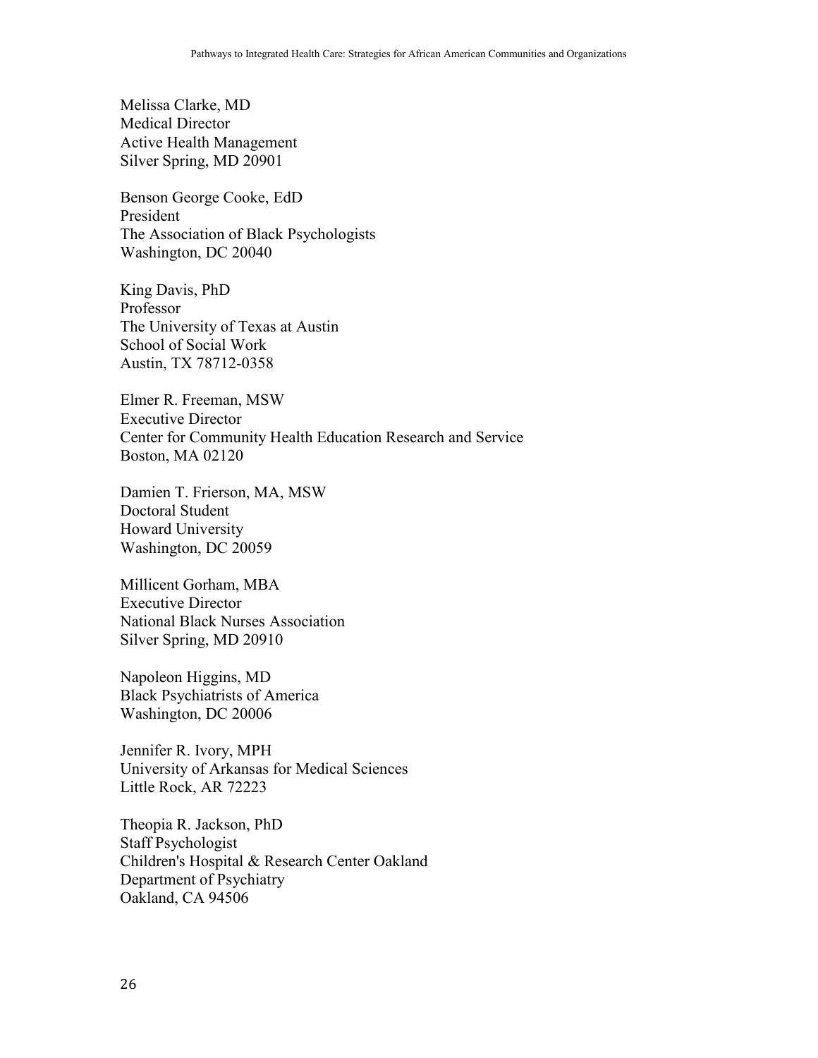Melissa Clarke, MD
Medical Director
Active Health Management
Silver Spring, MD 20901

Benson George Cooke, EdD
President
The Association of Black Psychologists
Washington, DC 20040

King Davis, PhD
Professor
The University of Texas at Austin
School of Social Work
Austin, TX 78712-0358

Elmer R. Freeman, MSW
Executive Director
Center for Community Health Education Research and Service
Boston, MA 02120

Damien T. Frierson, MA, MSW
Doctoral Student
Howard University
Washington, DC 20059

Millicent Gorham, MBA
Executive Director
National Black Nurses Association
Silver Spring, MD 20910

Napoleon Higgins, MD
Black Psychiatrists of America
Washington, DC 20006

Jennifer R. Ivory, MPH
University of Arkansas for Medical Sciences
Little Rock, AR 72223

Theopia R. Jackson, PhD
Staff Psychologist
Children's Hospital & Research Center Oakland
Department of Psychiatry
Oakland, CA 94506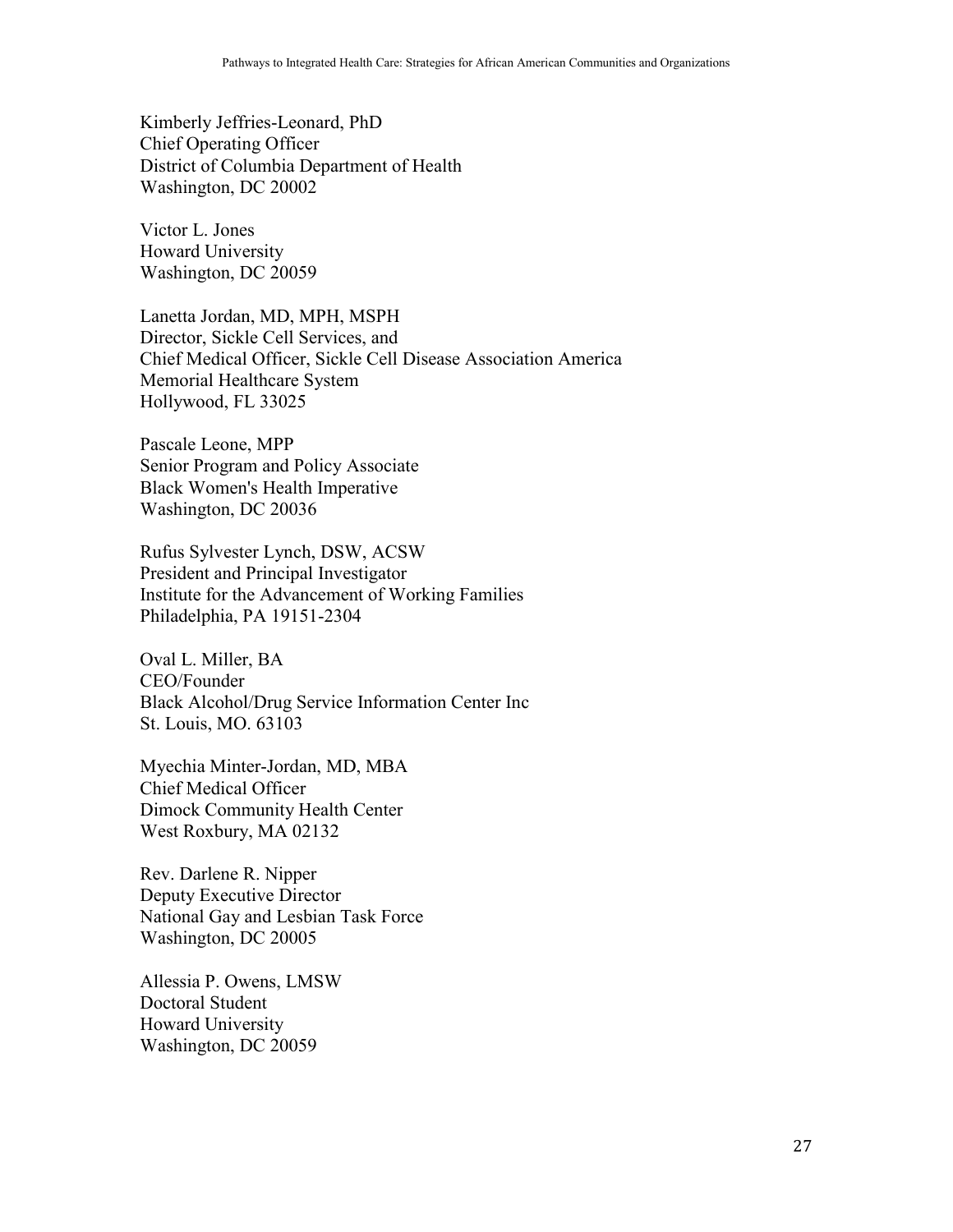Kimberly Jeffries-Leonard, PhD
Chief Operating Officer
District of Columbia Department of Health
Washington, DC 20002

Victor L. Jones
Howard University
Washington, DC 20059

Lanetta Jordan, MD, MPH, MSPH
Director, Sickle Cell Services, and
Chief Medical Officer, Sickle Cell Disease Association America
Memorial Healthcare System
Hollywood, FL 33025

Pascale Leone, MPP
Senior Program and Policy Associate
Black Women's Health Imperative
Washington, DC 20036

Rufus Sylvester Lynch, DSW, ACSW
President and Principal Investigator
Institute for the Advancement of Working Families
Philadelphia, PA 19151-2304

Oval L. Miller, BA
CEO/Founder
Black Alcohol/Drug Service Information Center Inc
St. Louis, MO. 63103

Myechia Minter-Jordan, MD, MBA
Chief Medical Officer
Dimock Community Health Center
West Roxbury, MA 02132

Rev. Darlene R. Nipper
Deputy Executive Director
National Gay and Lesbian Task Force
Washington, DC 20005

Allessia P. Owens, LMSW
Doctoral Student
Howard University
Washington, DC 20059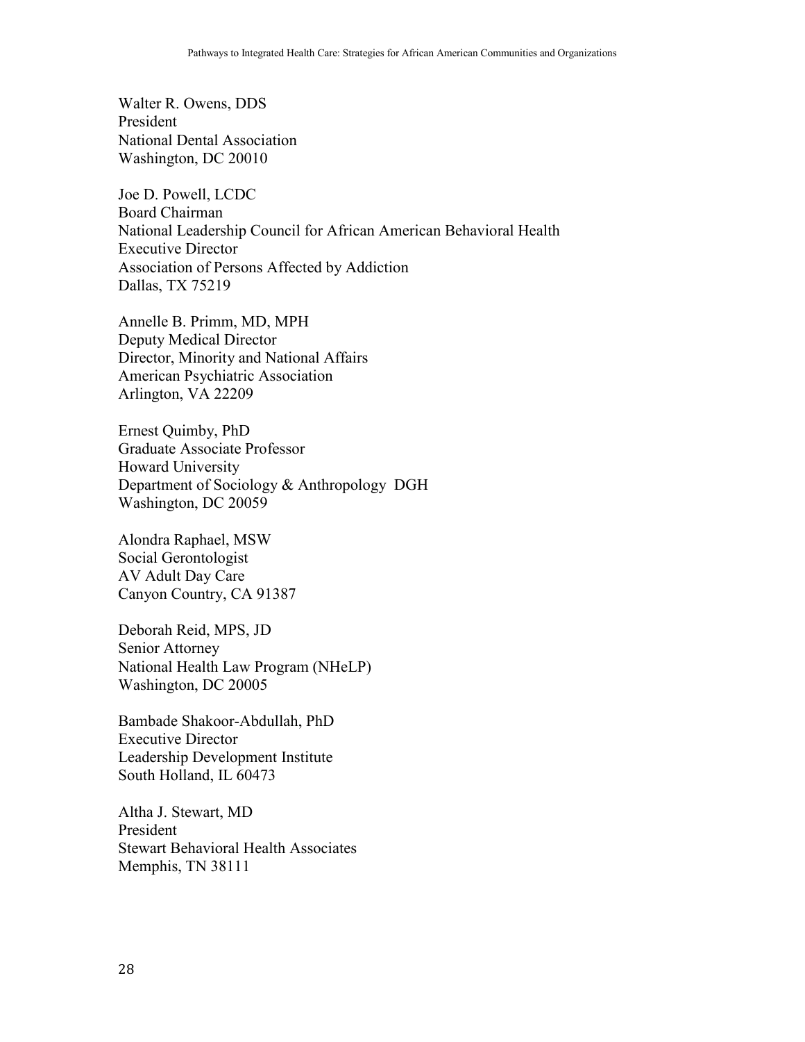Walter R. Owens, DDS
President
National Dental Association
Washington, DC 20010

Joe D. Powell, LCDC
Board Chairman
National Leadership Council for African American Behavioral Health
Executive Director
Association of Persons Affected by Addiction
Dallas, TX 75219

Annelle B. Primm, MD, MPH
Deputy Medical Director
Director, Minority and National Affairs
American Psychiatric Association
Arlington, VA 22209

Ernest Quimby, PhD
Graduate Associate Professor
Howard University
Department of Sociology & Anthropology DGH
Washington, DC 20059

Alondra Raphael, MSW
Social Gerontologist
AV Adult Day Care
Canyon Country, CA 91387

Deborah Reid, MPS, JD
Senior Attorney
National Health Law Program (NHeLP)
Washington, DC 20005

Bambade Shakoor-Abdullah, PhD
Executive Director
Leadership Development Institute
South Holland, IL 60473

Altha J. Stewart, MD
President
Stewart Behavioral Health Associates
Memphis, TN 38111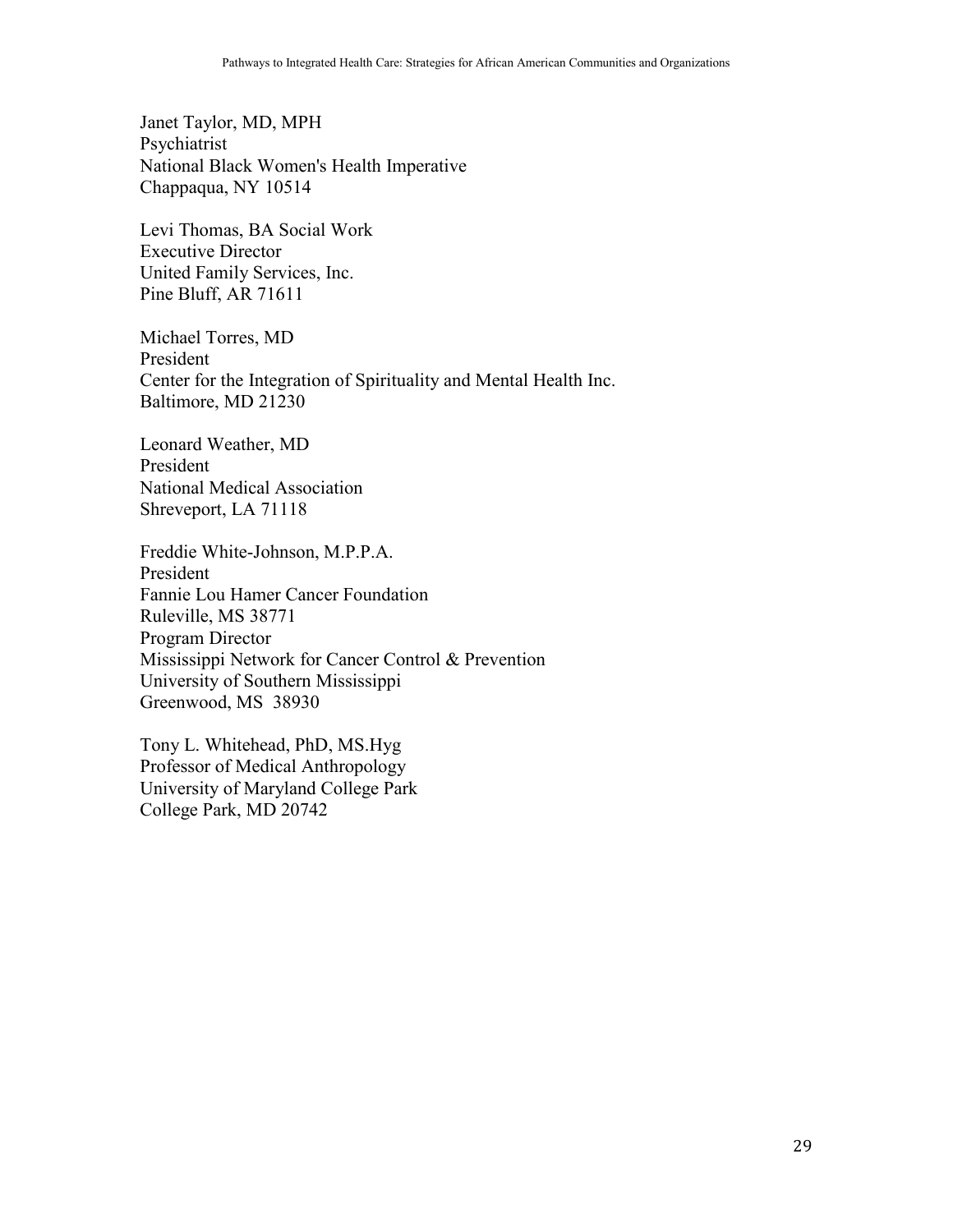Janet Taylor, MD, MPH
Psychiatrist
National Black Women's Health Imperative
Chappaqua, NY 10514

Levi Thomas, BA Social Work
Executive Director
United Family Services, Inc.
Pine Bluff, AR 71611

Michael Torres, MD
President
Center for the Integration of Spirituality and Mental Health Inc.
Baltimore, MD 21230

Leonard Weather, MD
President
National Medical Association
Shreveport, LA 71118

Freddie White-Johnson, M.P.P.A.
President
Fannie Lou Hamer Cancer Foundation
Ruleville, MS 38771
Program Director
Mississippi Network for Cancer Control & Prevention
University of Southern Mississippi
Greenwood, MS 38930

Tony L. Whitehead, PhD, MS.Hyg
Professor of Medical Anthropology
University of Maryland College Park
College Park, MD 20742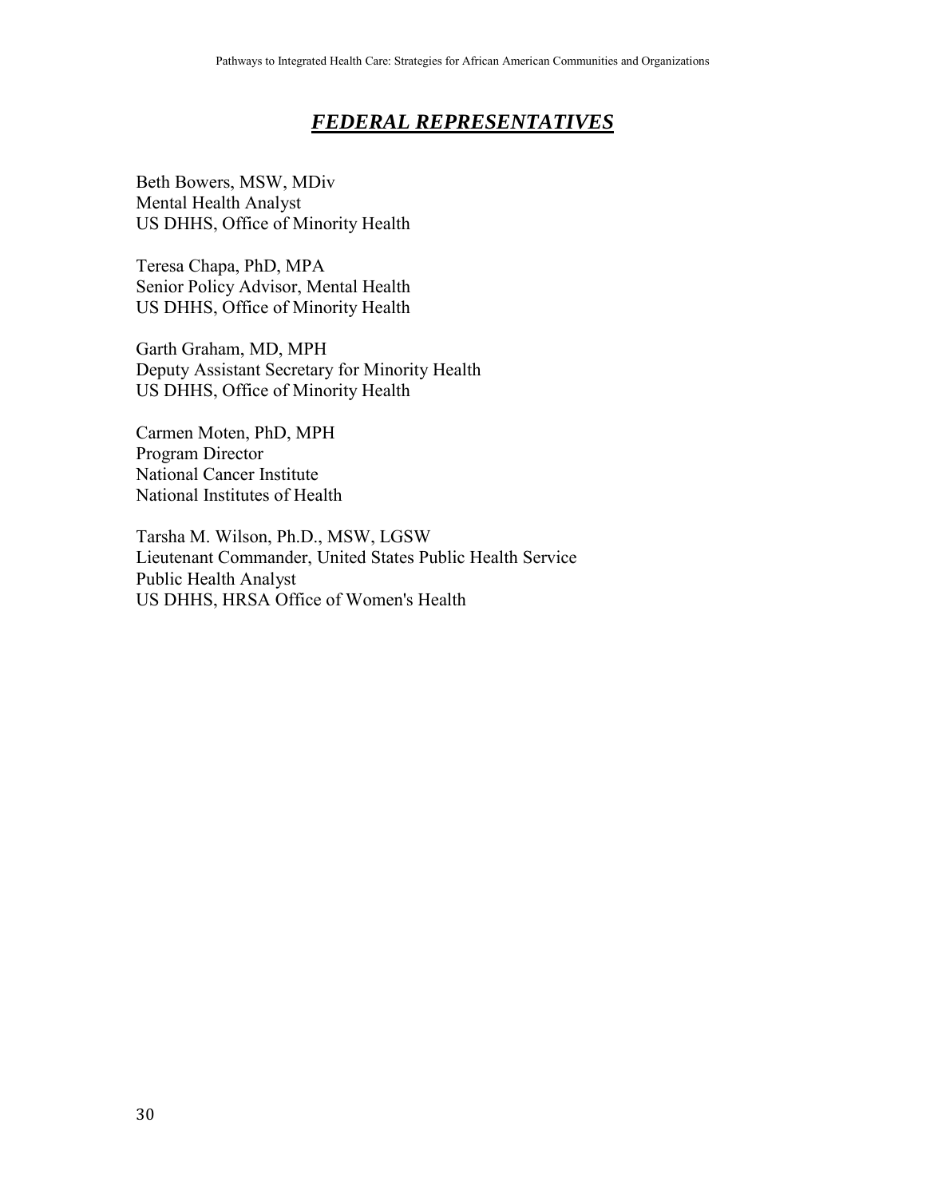## ***FEDERAL REPRESENTATIVES***

Beth Bowers, MSW, MDiv
Mental Health Analyst
US DHHS, Office of Minority Health

Teresa Chapa, PhD, MPA
Senior Policy Advisor, Mental Health
US DHHS, Office of Minority Health

Garth Graham, MD, MPH
Deputy Assistant Secretary for Minority Health
US DHHS, Office of Minority Health

Carmen Moten, PhD, MPH
Program Director
National Cancer Institute
National Institutes of Health

Tarsha M. Wilson, Ph.D., MSW, LGSW
Lieutenant Commander, United States Public Health Service
Public Health Analyst
US DHHS, HRSA Office of Women's Health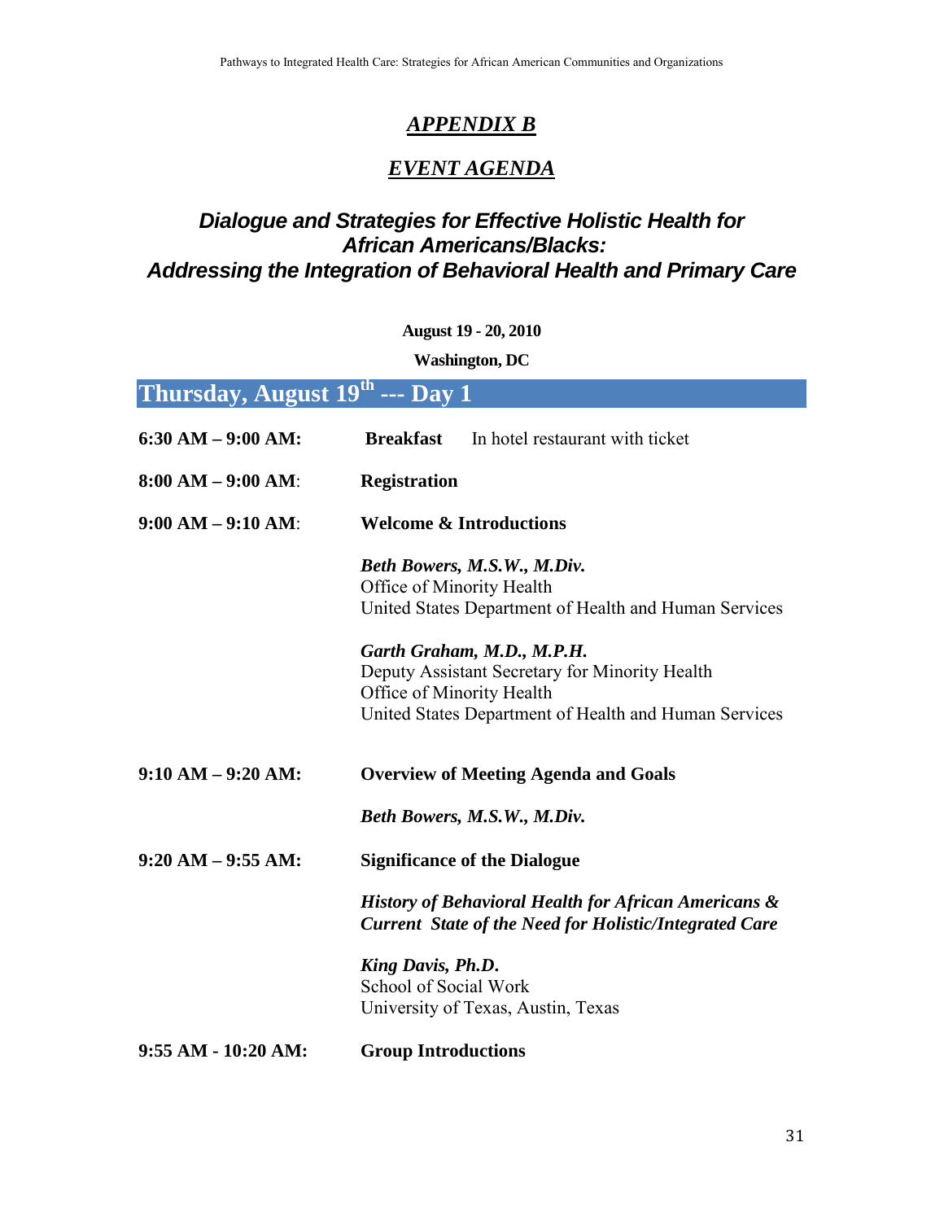# *APPENDIX B*

## *EVENT AGENDA*

## *Dialogue and Strategies for Effective Holistic Health for African Americans/Blacks: Addressing the Integration of Behavioral Health and Primary Care*

**August 19 - 20, 2010**

**Washington, DC**

## Thursday, August 19th --- Day 1

**6:30 AM – 9:00 AM:** **Breakfast** In hotel restaurant with ticket

**8:00 AM – 9:00 AM**: **Registration**

**9:00 AM – 9:10 AM**: **Welcome & Introductions**

***Beth Bowers, M.S.W., M.Div.***
Office of Minority Health
United States Department of Health and Human Services

***Garth Graham, M.D., M.P.H.***
Deputy Assistant Secretary for Minority Health
Office of Minority Health
United States Department of Health and Human Services

**9:10 AM – 9:20 AM:** **Overview of Meeting Agenda and Goals**

***Beth Bowers, M.S.W., M.Div.***

**9:20 AM – 9:55 AM:** **Significance of the Dialogue**

***History of Behavioral Health for African Americans & Current State of the Need for Holistic/Integrated Care***

***King Davis, Ph.D.***
School of Social Work
University of Texas, Austin, Texas

**9:55 AM - 10:20 AM:** **Group Introductions**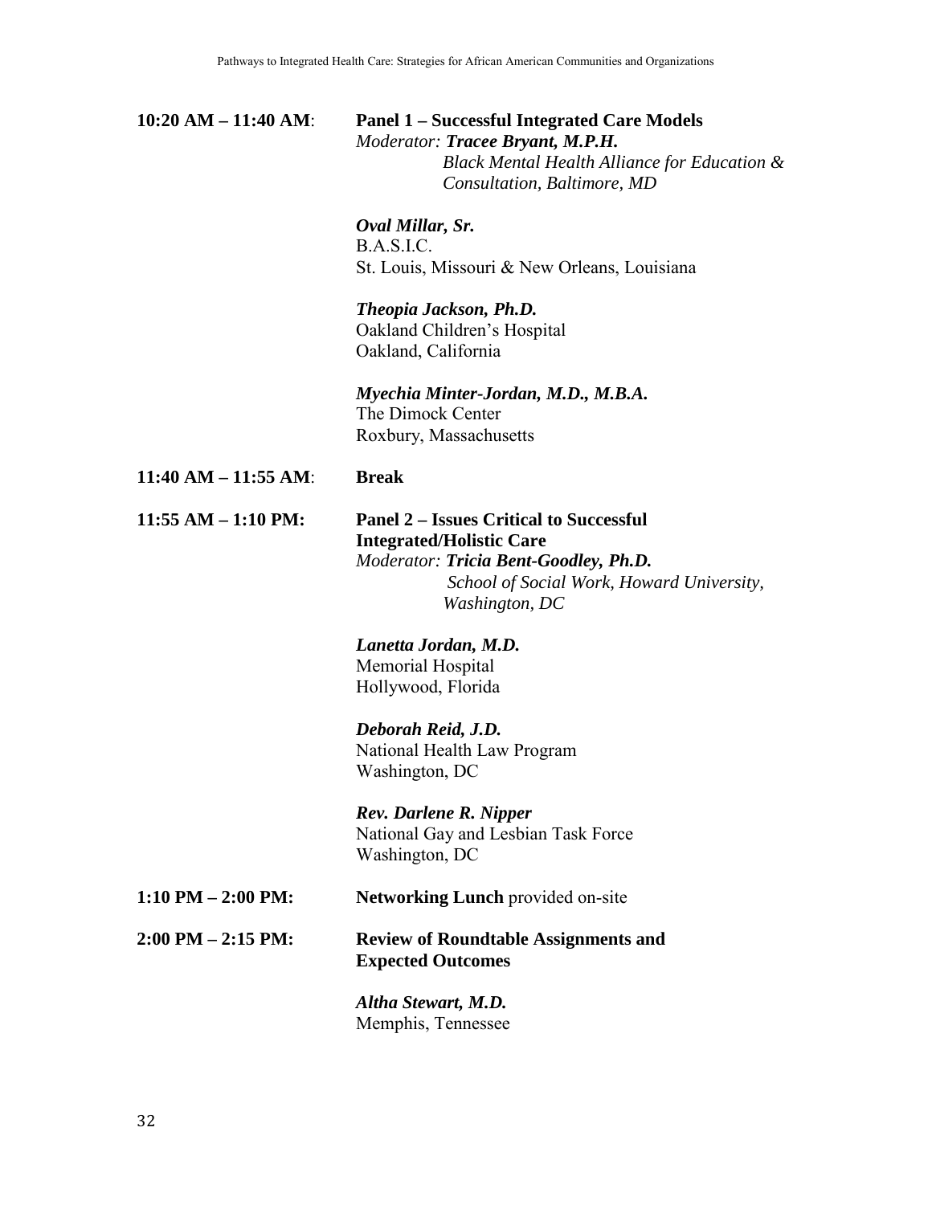**10:20 AM – 11:40 AM**: **Panel 1 – Successful Integrated Care Models**
*Moderator:* ***Tracee Bryant, M.P.H.***
*Black Mental Health Alliance for Education & Consultation, Baltimore, MD*

***Oval Millar, Sr.***
B.A.S.I.C.
St. Louis, Missouri & New Orleans, Louisiana

***Theopia Jackson, Ph.D.***
Oakland Children's Hospital
Oakland, California

***Myechia Minter-Jordan, M.D., M.B.A.***
The Dimock Center
Roxbury, Massachusetts

**11:40 AM – 11:55 AM**: **Break**

**11:55 AM – 1:10 PM:** **Panel 2 – Issues Critical to Successful Integrated/Holistic Care**
*Moderator:* ***Tricia Bent-Goodley, Ph.D.***
*School of Social Work, Howard University, Washington, DC*

***Lanetta Jordan, M.D.***
Memorial Hospital
Hollywood, Florida

***Deborah Reid, J.D.***
National Health Law Program
Washington, DC

***Rev. Darlene R. Nipper***
National Gay and Lesbian Task Force
Washington, DC

**1:10 PM – 2:00 PM:** **Networking Lunch** provided on-site

**2:00 PM – 2:15 PM:** **Review of Roundtable Assignments and Expected Outcomes**

***Altha Stewart, M.D.***
Memphis, Tennessee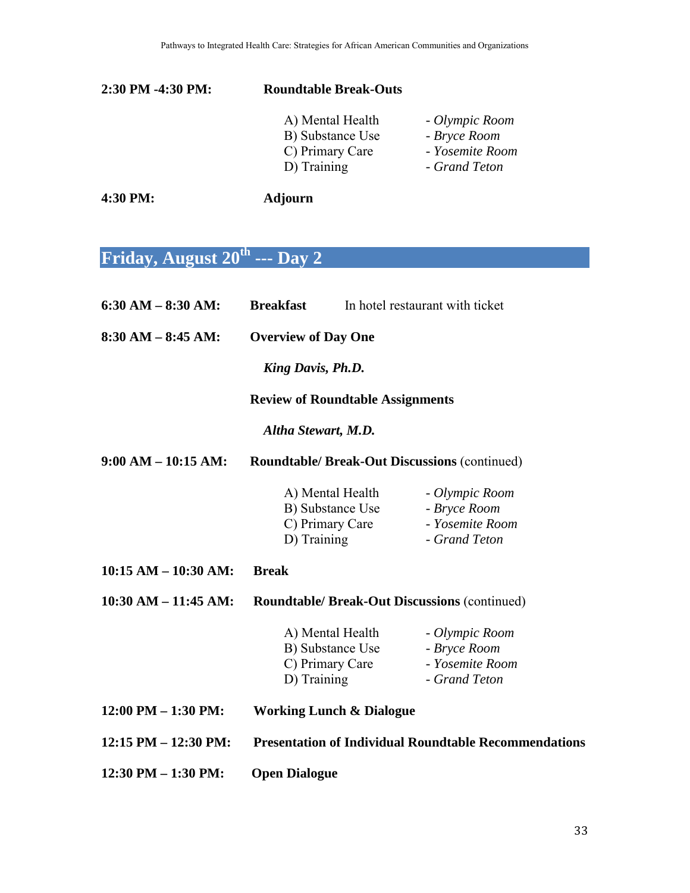**2:30 PM -4:30 PM:** **Roundtable Break-Outs**

| | |
|---|---|
| A) Mental Health | - *Olympic Room* |
| B) Substance Use | - *Bryce Room* |
| C) Primary Care | - *Yosemite Room* |
| D) Training | - *Grand Teton* |

**4:30 PM:** **Adjourn**

## Friday, August 20th --- Day 2

**6:30 AM – 8:30 AM:** **Breakfast** In hotel restaurant with ticket

**8:30 AM – 8:45 AM:** **Overview of Day One**

***King Davis, Ph.D.***

**Review of Roundtable Assignments**

***Altha Stewart, M.D.***

**9:00 AM – 10:15 AM:** **Roundtable/ Break-Out Discussions** (continued)

| | |
|---|---|
| A) Mental Health | - *Olympic Room* |
| B) Substance Use | - *Bryce Room* |
| C) Primary Care | - *Yosemite Room* |
| D) Training | - *Grand Teton* |

**10:15 AM – 10:30 AM:** **Break**

**10:30 AM – 11:45 AM:** **Roundtable/ Break-Out Discussions** (continued)

| | |
|---|---|
| A) Mental Health | - *Olympic Room* |
| B) Substance Use | - *Bryce Room* |
| C) Primary Care | - *Yosemite Room* |
| D) Training | - *Grand Teton* |

**12:00 PM – 1:30 PM:** **Working Lunch & Dialogue**

**12:15 PM – 12:30 PM:** **Presentation of Individual Roundtable Recommendations**

**12:30 PM – 1:30 PM:** **Open Dialogue**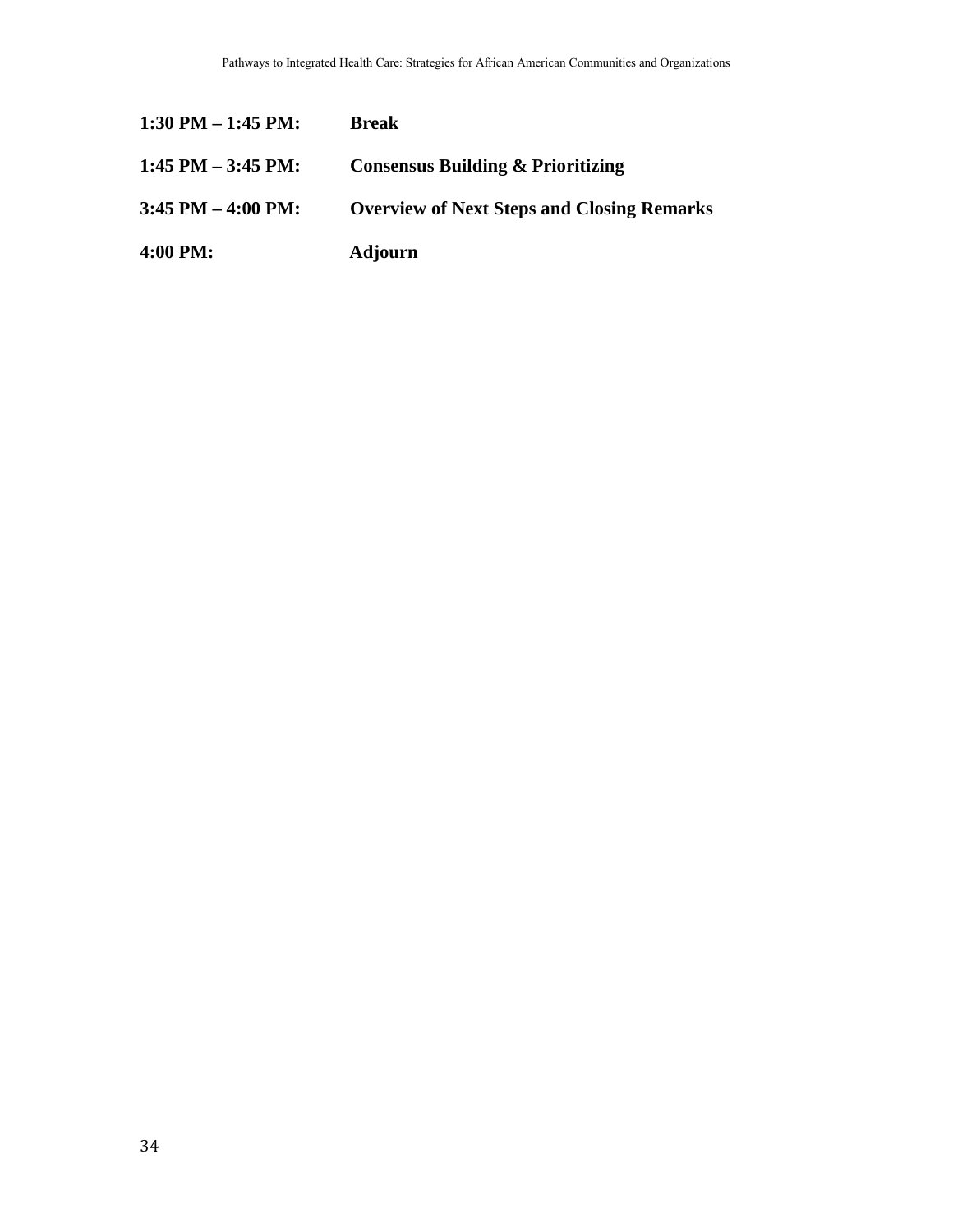**1:30 PM – 1:45 PM:** **Break**

**1:45 PM – 3:45 PM:** **Consensus Building & Prioritizing**

**3:45 PM – 4:00 PM:** **Overview of Next Steps and Closing Remarks**

**4:00 PM:** **Adjourn**